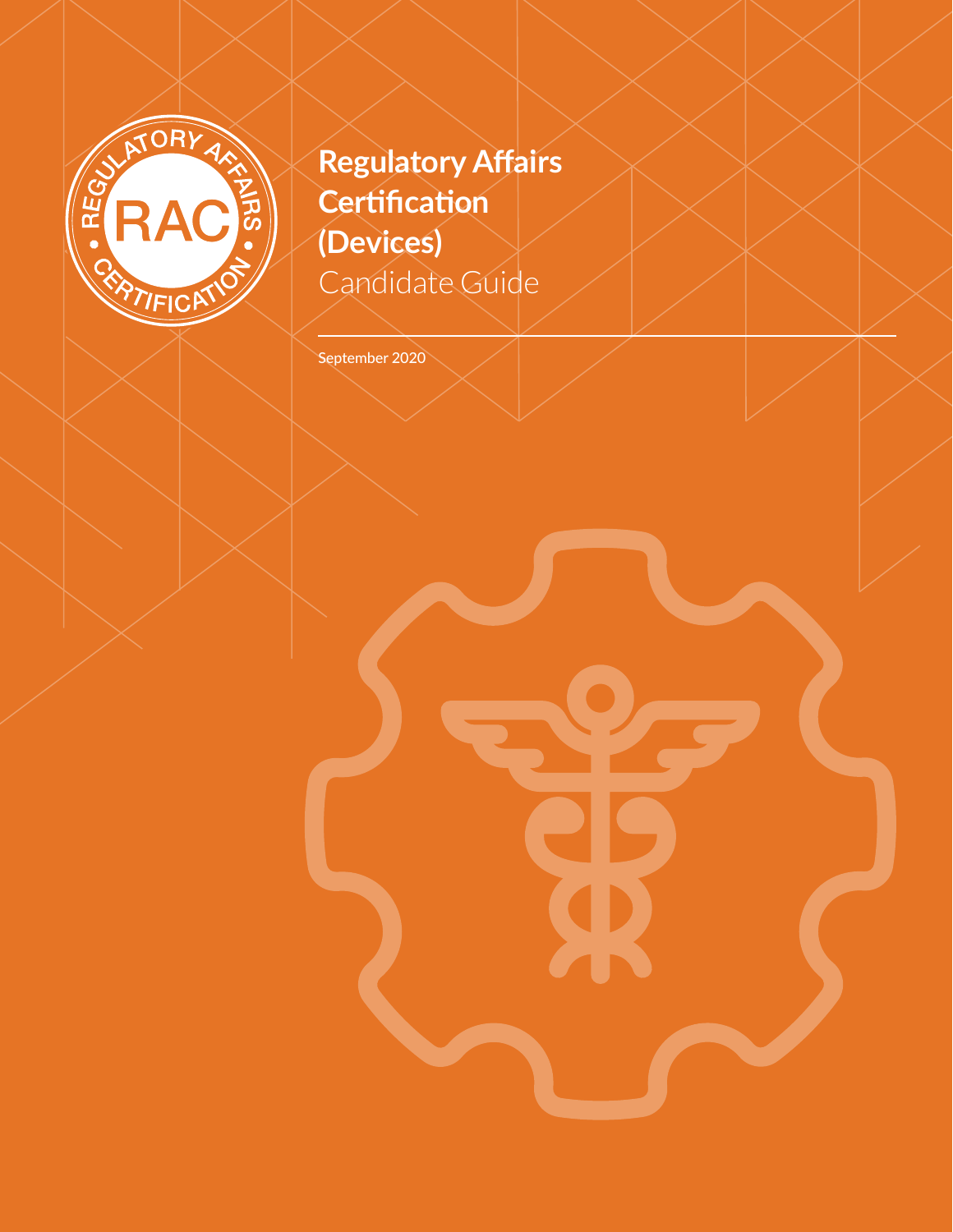# Regulatory Affairs Certification (Devices)

Candidate Guide

September 2020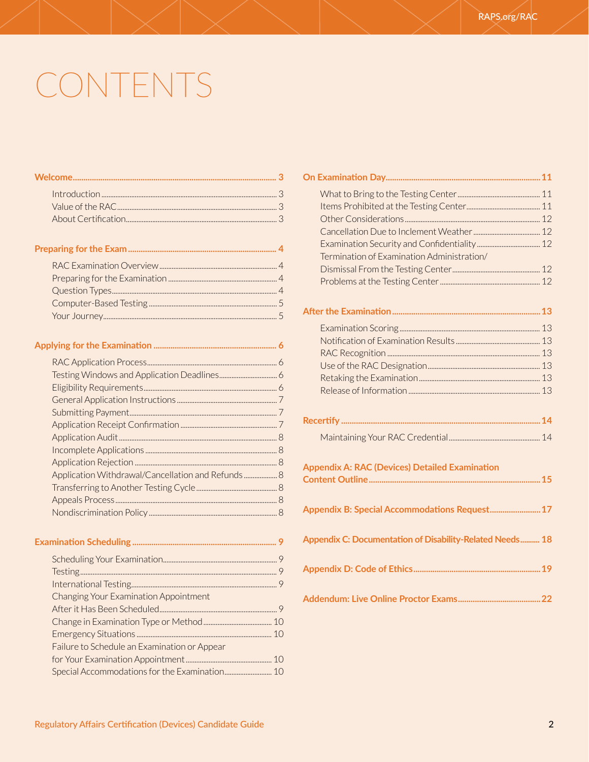# CONTENTS

**Welcome** 3

- Introduction 3
- Value of the RAC 3
- About Certification 3

**Preparing for the Exam** 4

- RAC Examination Overview 4
- Preparing for the Examination 4
- Question Types 4
- Computer-Based Testing 5
- Your Journey 5

**Applying for the Examination** 6

- RAC Application Process 6
- Testing Windows and Application Deadlines 6
- Eligibility Requirements 6
- General Application Instructions 7
- Submitting Payment 7
- Application Receipt Confirmation 7
- Application Audit 8
- Incomplete Applications 8
- Application Rejection 8
- Application Withdrawal/Cancellation and Refunds 8
- Transferring to Another Testing Cycle 8
- Appeals Process 8
- Nondiscrimination Policy 8

**Examination Scheduling** 9

- Scheduling Your Examination 9
- Testing 9
- International Testing 9
- Changing Your Examination Appointment After it Has Been Scheduled 9
- Change in Examination Type or Method 10
- Emergency Situations 10
- Failure to Schedule an Examination or Appear for Your Examination Appointment 10
- Special Accommodations for the Examination 10

**On Examination Day** 11

- What to Bring to the Testing Center 11
- Items Prohibited at the Testing Center 11
- Other Considerations 12
- Cancellation Due to Inclement Weather 12
- Examination Security and Confidentiality 12
- Termination of Examination Administration/ Dismissal From the Testing Center 12
- Problems at the Testing Center 12

**After the Examination** 13

- Examination Scoring 13
- Notification of Examination Results 13
- RAC Recognition 13
- Use of the RAC Designation 13
- Retaking the Examination 13
- Release of Information 13

**Recertify** 14

- Maintaining Your RAC Credential 14

**Appendix A: RAC (Devices) Detailed Examination Content Outline** 15

**Appendix B: Special Accommodations Request** 17

**Appendix C: Documentation of Disability-Related Needs** 18

**Appendix D: Code of Ethics** 19

**Addendum: Live Online Proctor Exams** 22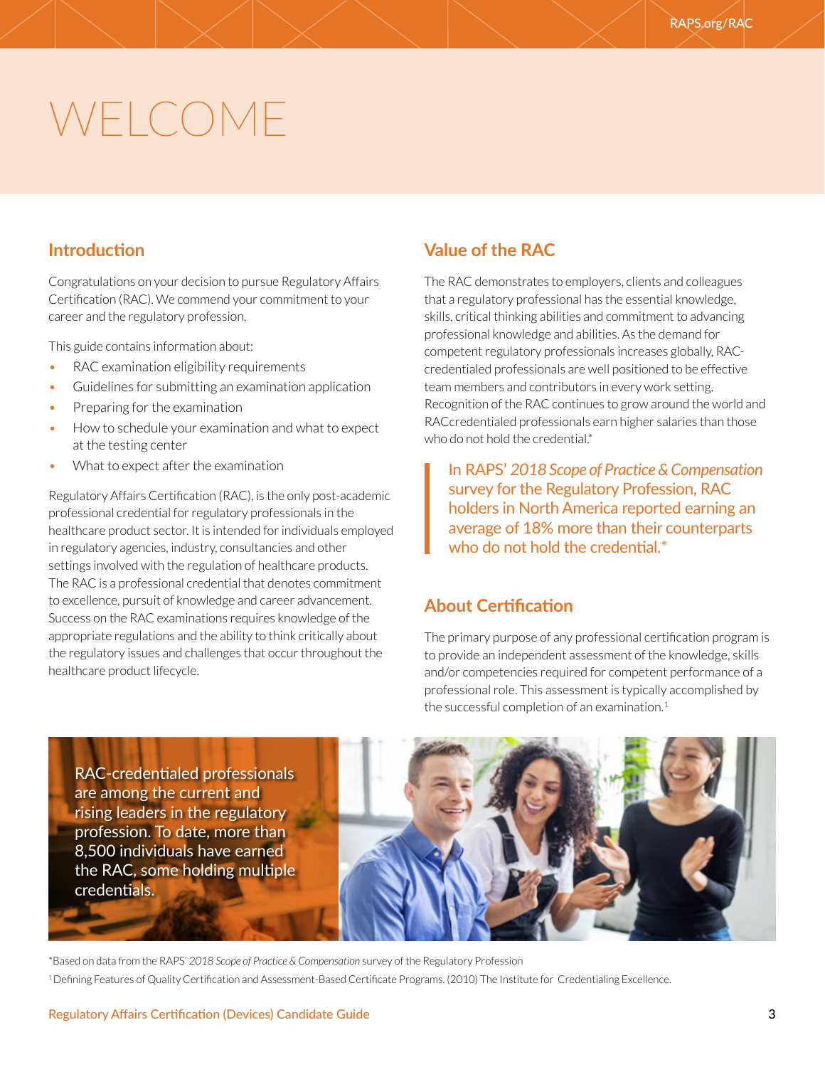# WELCOME

## Introduction

Congratulations on your decision to pursue Regulatory Affairs Certification (RAC). We commend your commitment to your career and the regulatory profession.

This guide contains information about:

- RAC examination eligibility requirements
- Guidelines for submitting an examination application
- Preparing for the examination
- How to schedule your examination and what to expect at the testing center
- What to expect after the examination

Regulatory Affairs Certification (RAC), is the only post-academic professional credential for regulatory professionals in the healthcare product sector. It is intended for individuals employed in regulatory agencies, industry, consultancies and other settings involved with the regulation of healthcare products. The RAC is a professional credential that denotes commitment to excellence, pursuit of knowledge and career advancement. Success on the RAC examinations requires knowledge of the appropriate regulations and the ability to think critically about the regulatory issues and challenges that occur throughout the healthcare product lifecycle.

## Value of the RAC

The RAC demonstrates to employers, clients and colleagues that a regulatory professional has the essential knowledge, skills, critical thinking abilities and commitment to advancing professional knowledge and abilities. As the demand for competent regulatory professionals increases globally, RAC-credentialed professionals are well positioned to be effective team members and contributors in every work setting. Recognition of the RAC continues to grow around the world and RACcredentialed professionals earn higher salaries than those who do not hold the credential.*

> In RAPS' *2018 Scope of Practice & Compensation* survey for the Regulatory Profession, RAC holders in North America reported earning an average of 18% more than their counterparts who do not hold the credential.*

## About Certification

The primary purpose of any professional certification program is to provide an independent assessment of the knowledge, skills and/or competencies required for competent performance of a professional role. This assessment is typically accomplished by the successful completion of an examination.[1]

RAC-credentialed professionals are among the current and rising leaders in the regulatory profession. To date, more than 8,500 individuals have earned the RAC, some holding multiple credentials.

*Based on data from the RAPS' *2018 Scope of Practice & Compensation* survey of the Regulatory Profession

[1] Defining Features of Quality Certification and Assessment-Based Certificate Programs. (2010) The Institute for Credentialing Excellence.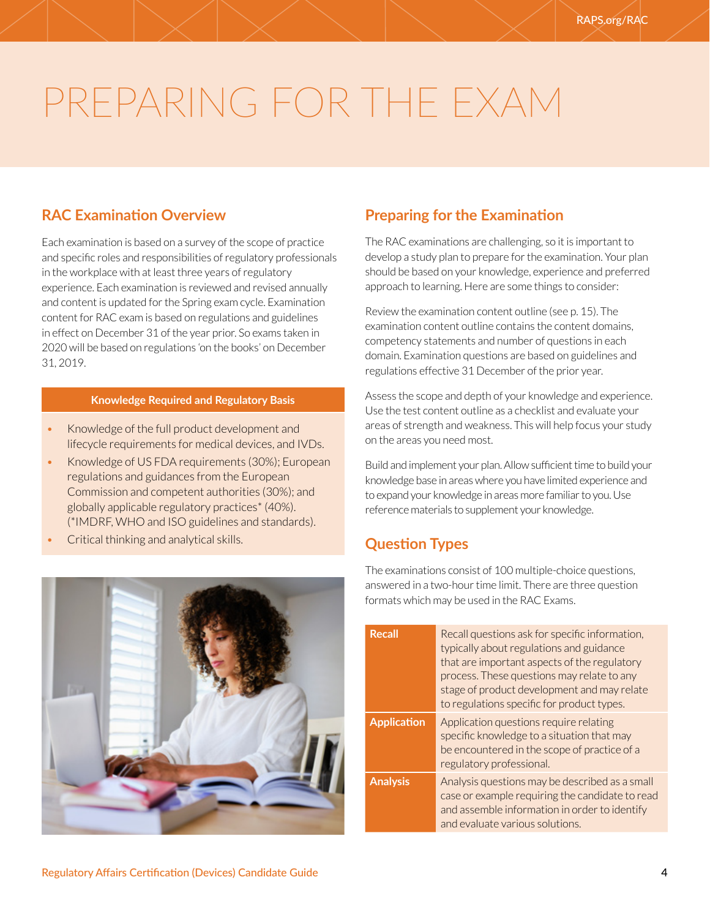# PREPARING FOR THE EXAM

## RAC Examination Overview

Each examination is based on a survey of the scope of practice and specific roles and responsibilities of regulatory professionals in the workplace with at least three years of regulatory experience. Each examination is reviewed and revised annually and content is updated for the Spring exam cycle. Examination content for RAC exam is based on regulations and guidelines in effect on December 31 of the year prior. So exams taken in 2020 will be based on regulations 'on the books' on December 31, 2019.

**Knowledge Required and Regulatory Basis**

- Knowledge of the full product development and lifecycle requirements for medical devices, and IVDs.
- Knowledge of US FDA requirements (30%); European regulations and guidances from the European Commission and competent authorities (30%); and globally applicable regulatory practices* (40%). (*IMDRF, WHO and ISO guidelines and standards).
- Critical thinking and analytical skills.

## Preparing for the Examination

The RAC examinations are challenging, so it is important to develop a study plan to prepare for the examination. Your plan should be based on your knowledge, experience and preferred approach to learning. Here are some things to consider:

Review the examination content outline (see p. 15). The examination content outline contains the content domains, competency statements and number of questions in each domain. Examination questions are based on guidelines and regulations effective 31 December of the prior year.

Assess the scope and depth of your knowledge and experience. Use the test content outline as a checklist and evaluate your areas of strength and weakness. This will help focus your study on the areas you need most.

Build and implement your plan. Allow sufficient time to build your knowledge base in areas where you have limited experience and to expand your knowledge in areas more familiar to you. Use reference materials to supplement your knowledge.

## Question Types

The examinations consist of 100 multiple-choice questions, answered in a two-hour time limit. There are three question formats which may be used in the RAC Exams.

| | |
|---|---|
| **Recall** | Recall questions ask for specific information, typically about regulations and guidance that are important aspects of the regulatory process. These questions may relate to any stage of product development and may relate to regulations specific for product types. |
| **Application** | Application questions require relating specific knowledge to a situation that may be encountered in the scope of practice of a regulatory professional. |
| **Analysis** | Analysis questions may be described as a small case or example requiring the candidate to read and assemble information in order to identify and evaluate various solutions. |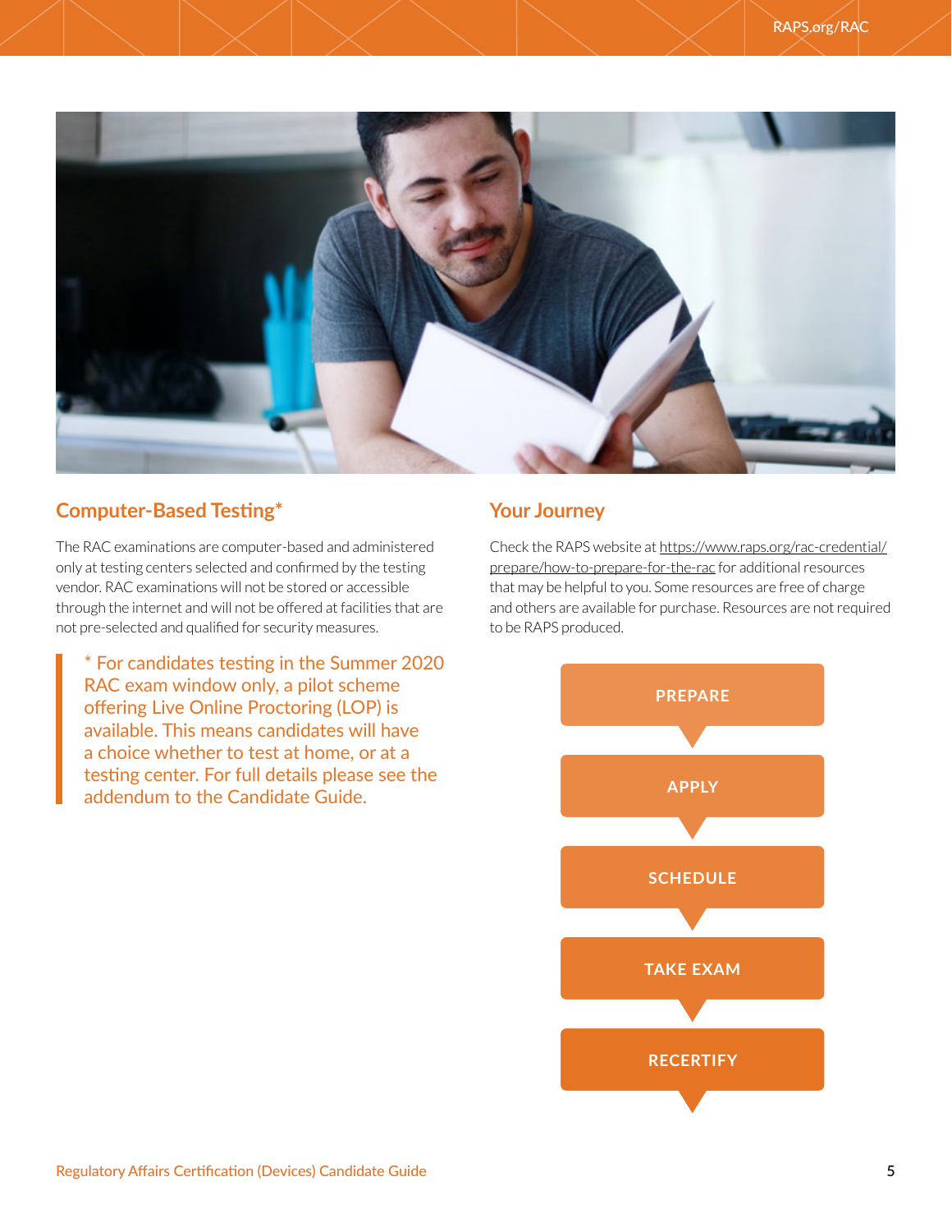## Computer-Based Testing*

The RAC examinations are computer-based and administered only at testing centers selected and confirmed by the testing vendor. RAC examinations will not be stored or accessible through the internet and will not be offered at facilities that are not pre-selected and qualified for security measures.

> * For candidates testing in the Summer 2020 RAC exam window only, a pilot scheme offering Live Online Proctoring (LOP) is available. This means candidates will have a choice whether to test at home, or at a testing center. For full details please see the addendum to the Candidate Guide.

## Your Journey

Check the RAPS website at https://www.raps.org/rac-credential/prepare/how-to-prepare-for-the-rac for additional resources that may be helpful to you. Some resources are free of charge and others are available for purchase. Resources are not required to be RAPS produced.

- PREPARE
- APPLY
- SCHEDULE
- TAKE EXAM
- RECERTIFY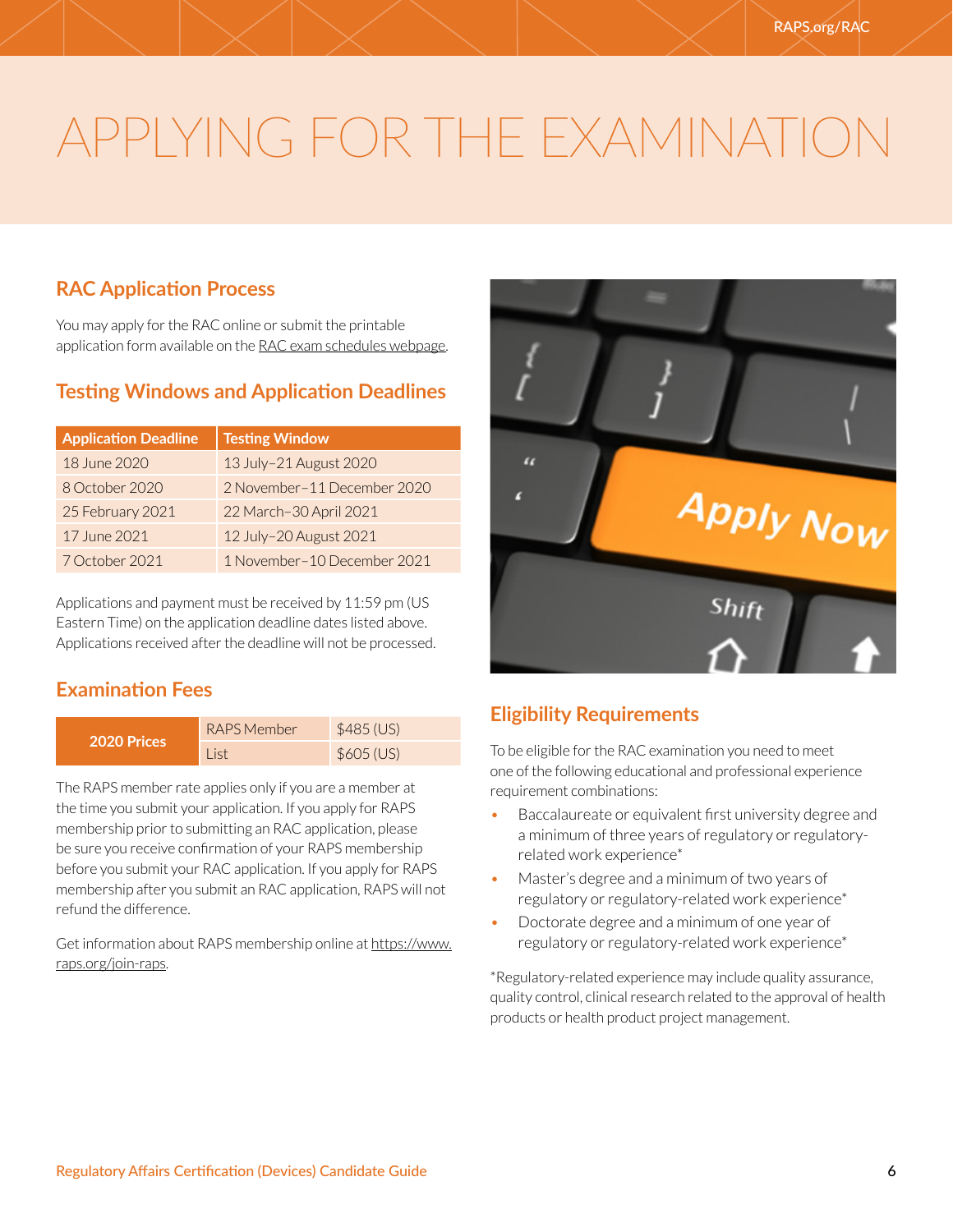# APPLYING FOR THE EXAMINATION

## RAC Application Process

You may apply for the RAC online or submit the printable application form available on the RAC exam schedules webpage.

## Testing Windows and Application Deadlines

| Application Deadline | Testing Window |
|---|---|
| 18 June 2020 | 13 July–21 August 2020 |
| 8 October 2020 | 2 November–11 December 2020 |
| 25 February 2021 | 22 March–30 April 2021 |
| 17 June 2021 | 12 July–20 August 2021 |
| 7 October 2021 | 1 November–10 December 2021 |

Applications and payment must be received by 11:59 pm (US Eastern Time) on the application deadline dates listed above. Applications received after the deadline will not be processed.

## Examination Fees

| 2020 Prices | | |
|---|---|---|
| | RAPS Member | $485 (US) |
| | List | $605 (US) |

The RAPS member rate applies only if you are a member at the time you submit your application. If you apply for RAPS membership prior to submitting an RAC application, please be sure you receive confirmation of your RAPS membership before you submit your RAC application. If you apply for RAPS membership after you submit an RAC application, RAPS will not refund the difference.

Get information about RAPS membership online at https://www.raps.org/join-raps.

## Eligibility Requirements

To be eligible for the RAC examination you need to meet one of the following educational and professional experience requirement combinations:

- Baccalaureate or equivalent first university degree and a minimum of three years of regulatory or regulatory-related work experience*
- Master's degree and a minimum of two years of regulatory or regulatory-related work experience*
- Doctorate degree and a minimum of one year of regulatory or regulatory-related work experience*

*Regulatory-related experience may include quality assurance, quality control, clinical research related to the approval of health products or health product project management.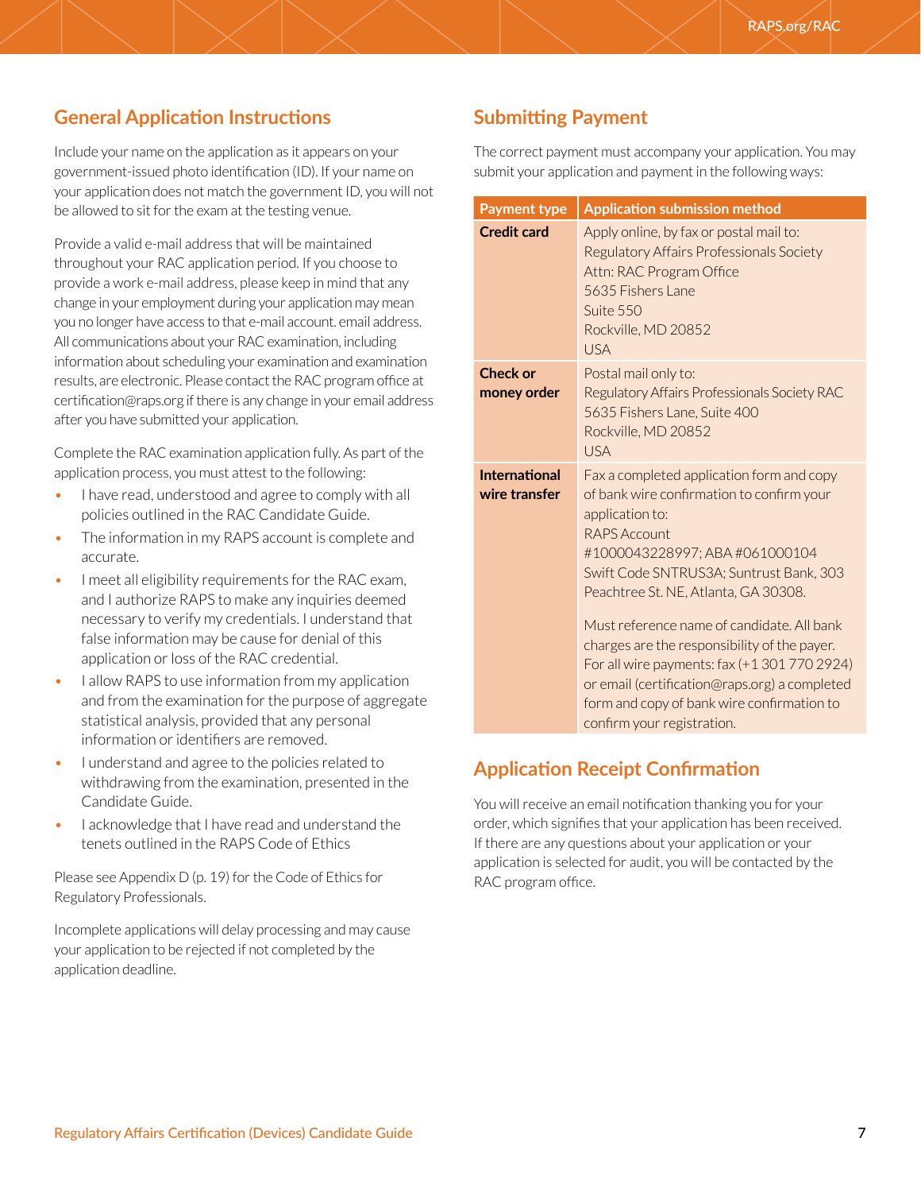## General Application Instructions

Include your name on the application as it appears on your government-issued photo identification (ID). If your name on your application does not match the government ID, you will not be allowed to sit for the exam at the testing venue.

Provide a valid e-mail address that will be maintained throughout your RAC application period. If you choose to provide a work e-mail address, please keep in mind that any change in your employment during your application may mean you no longer have access to that e-mail account. email address. All communications about your RAC examination, including information about scheduling your examination and examination results, are electronic. Please contact the RAC program office at certification@raps.org if there is any change in your email address after you have submitted your application.

Complete the RAC examination application fully. As part of the application process, you must attest to the following:

- I have read, understood and agree to comply with all policies outlined in the RAC Candidate Guide.
- The information in my RAPS account is complete and accurate.
- I meet all eligibility requirements for the RAC exam, and I authorize RAPS to make any inquiries deemed necessary to verify my credentials. I understand that false information may be cause for denial of this application or loss of the RAC credential.
- I allow RAPS to use information from my application and from the examination for the purpose of aggregate statistical analysis, provided that any personal information or identifiers are removed.
- I understand and agree to the policies related to withdrawing from the examination, presented in the Candidate Guide.
- I acknowledge that I have read and understand the tenets outlined in the RAPS Code of Ethics

Please see Appendix D (p. 19) for the Code of Ethics for Regulatory Professionals.

Incomplete applications will delay processing and may cause your application to be rejected if not completed by the application deadline.

## Submitting Payment

The correct payment must accompany your application. You may submit your application and payment in the following ways:

| Payment type | Application submission method |
| --- | --- |
| **Credit card** | Apply online, by fax or postal mail to:<br>Regulatory Affairs Professionals Society<br>Attn: RAC Program Office<br>5635 Fishers Lane<br>Suite 550<br>Rockville, MD 20852<br>USA |
| **Check or money order** | Postal mail only to:<br>Regulatory Affairs Professionals Society RAC<br>5635 Fishers Lane, Suite 400<br>Rockville, MD 20852<br>USA |
| **International wire transfer** | Fax a completed application form and copy of bank wire confirmation to confirm your application to:<br>RAPS Account #1000043228997; ABA #061000104 Swift Code SNTRUS3A; Suntrust Bank, 303 Peachtree St. NE, Atlanta, GA 30308.<br><br>Must reference name of candidate. All bank charges are the responsibility of the payer. For all wire payments: fax (+1 301 770 2924) or email (certification@raps.org) a completed form and copy of bank wire confirmation to confirm your registration. |

## Application Receipt Confirmation

You will receive an email notification thanking you for your order, which signifies that your application has been received. If there are any questions about your application or your application is selected for audit, you will be contacted by the RAC program office.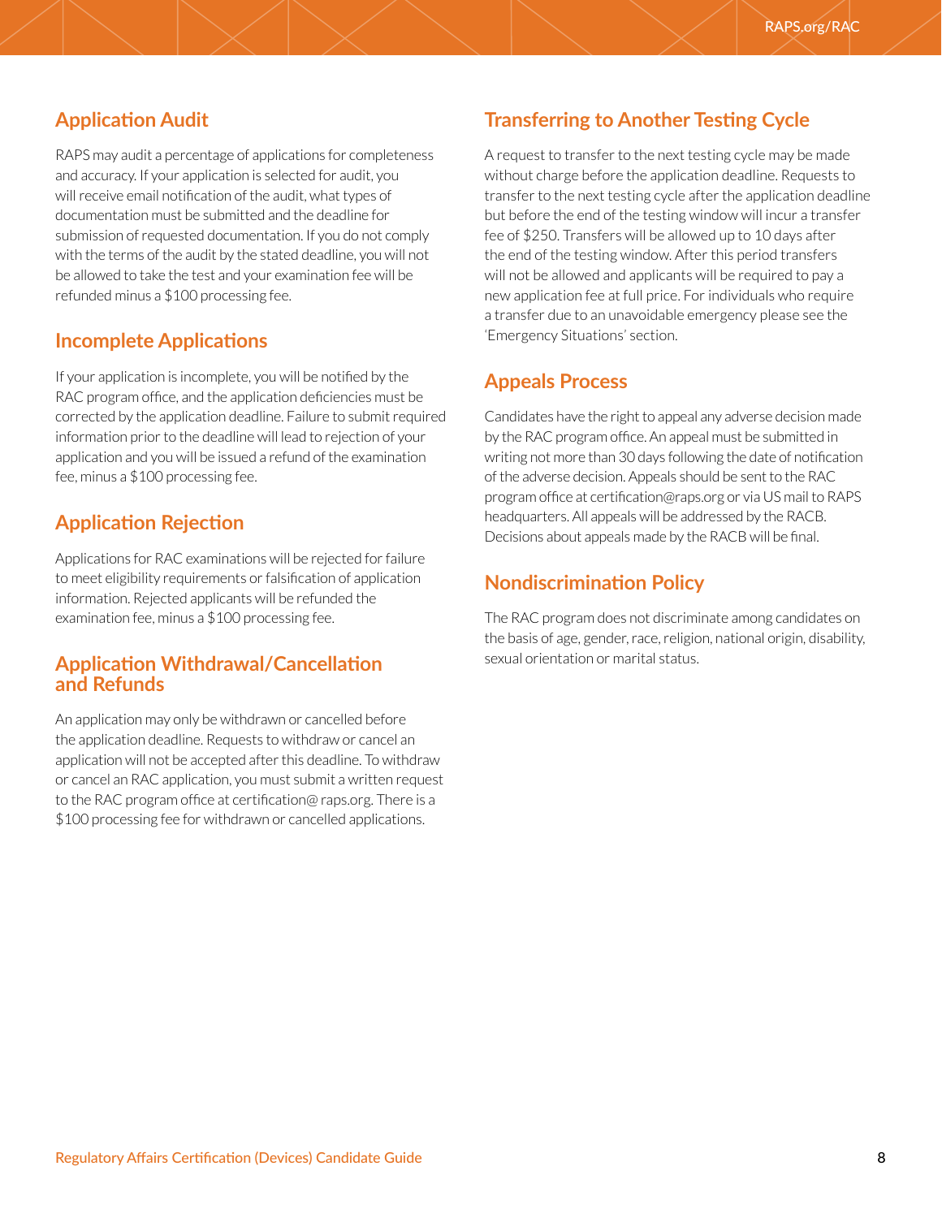## Application Audit

RAPS may audit a percentage of applications for completeness and accuracy. If your application is selected for audit, you will receive email notification of the audit, what types of documentation must be submitted and the deadline for submission of requested documentation. If you do not comply with the terms of the audit by the stated deadline, you will not be allowed to take the test and your examination fee will be refunded minus a $100 processing fee.

## Incomplete Applications

If your application is incomplete, you will be notified by the RAC program office, and the application deficiencies must be corrected by the application deadline. Failure to submit required information prior to the deadline will lead to rejection of your application and you will be issued a refund of the examination fee, minus a $100 processing fee.

## Application Rejection

Applications for RAC examinations will be rejected for failure to meet eligibility requirements or falsification of application information. Rejected applicants will be refunded the examination fee, minus a $100 processing fee.

## Application Withdrawal/Cancellation and Refunds

An application may only be withdrawn or cancelled before the application deadline. Requests to withdraw or cancel an application will not be accepted after this deadline. To withdraw or cancel an RAC application, you must submit a written request to the RAC program office at certification@ raps.org. There is a $100 processing fee for withdrawn or cancelled applications.

## Transferring to Another Testing Cycle

A request to transfer to the next testing cycle may be made without charge before the application deadline. Requests to transfer to the next testing cycle after the application deadline but before the end of the testing window will incur a transfer fee of $250. Transfers will be allowed up to 10 days after the end of the testing window. After this period transfers will not be allowed and applicants will be required to pay a new application fee at full price. For individuals who require a transfer due to an unavoidable emergency please see the 'Emergency Situations' section.

## Appeals Process

Candidates have the right to appeal any adverse decision made by the RAC program office. An appeal must be submitted in writing not more than 30 days following the date of notification of the adverse decision. Appeals should be sent to the RAC program office at certification@raps.org or via US mail to RAPS headquarters. All appeals will be addressed by the RACB. Decisions about appeals made by the RACB will be final.

## Nondiscrimination Policy

The RAC program does not discriminate among candidates on the basis of age, gender, race, religion, national origin, disability, sexual orientation or marital status.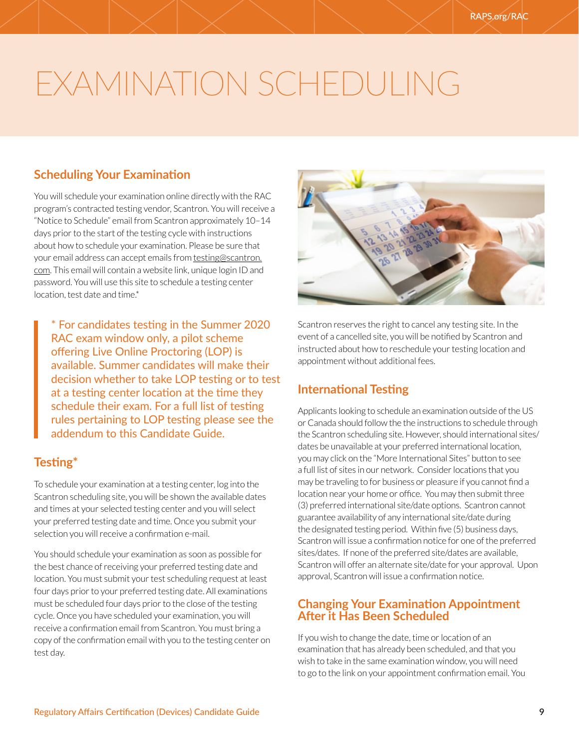# EXAMINATION SCHEDULING

## Scheduling Your Examination

You will schedule your examination online directly with the RAC program's contracted testing vendor, Scantron. You will receive a "Notice to Schedule" email from Scantron approximately 10–14 days prior to the start of the testing cycle with instructions about how to schedule your examination. Please be sure that your email address can accept emails from testing@scantron.com. This email will contain a website link, unique login ID and password. You will use this site to schedule a testing center location, test date and time.*

> * For candidates testing in the Summer 2020 RAC exam window only, a pilot scheme offering Live Online Proctoring (LOP) is available. Summer candidates will make their decision whether to take LOP testing or to test at a testing center location at the time they schedule their exam. For a full list of testing rules pertaining to LOP testing please see the addendum to this Candidate Guide.

## Testing*

To schedule your examination at a testing center, log into the Scantron scheduling site, you will be shown the available dates and times at your selected testing center and you will select your preferred testing date and time. Once you submit your selection you will receive a confirmation e-mail.

You should schedule your examination as soon as possible for the best chance of receiving your preferred testing date and location. You must submit your test scheduling request at least four days prior to your preferred testing date. All examinations must be scheduled four days prior to the close of the testing cycle. Once you have scheduled your examination, you will receive a confirmation email from Scantron. You must bring a copy of the confirmation email with you to the testing center on test day.

Scantron reserves the right to cancel any testing site. In the event of a cancelled site, you will be notified by Scantron and instructed about how to reschedule your testing location and appointment without additional fees.

## International Testing

Applicants looking to schedule an examination outside of the US or Canada should follow the the instructions to schedule through the Scantron scheduling site. However, should international sites/dates be unavailable at your preferred international location, you may click on the "More International Sites" button to see a full list of sites in our network. Consider locations that you may be traveling to for business or pleasure if you cannot find a location near your home or office. You may then submit three (3) preferred international site/date options. Scantron cannot guarantee availability of any international site/date during the designated testing period. Within five (5) business days, Scantron will issue a confirmation notice for one of the preferred sites/dates. If none of the preferred site/dates are available, Scantron will offer an alternate site/date for your approval. Upon approval, Scantron will issue a confirmation notice.

## Changing Your Examination Appointment After it Has Been Scheduled

If you wish to change the date, time or location of an examination that has already been scheduled, and that you wish to take in the same examination window, you will need to go to the link on your appointment confirmation email. You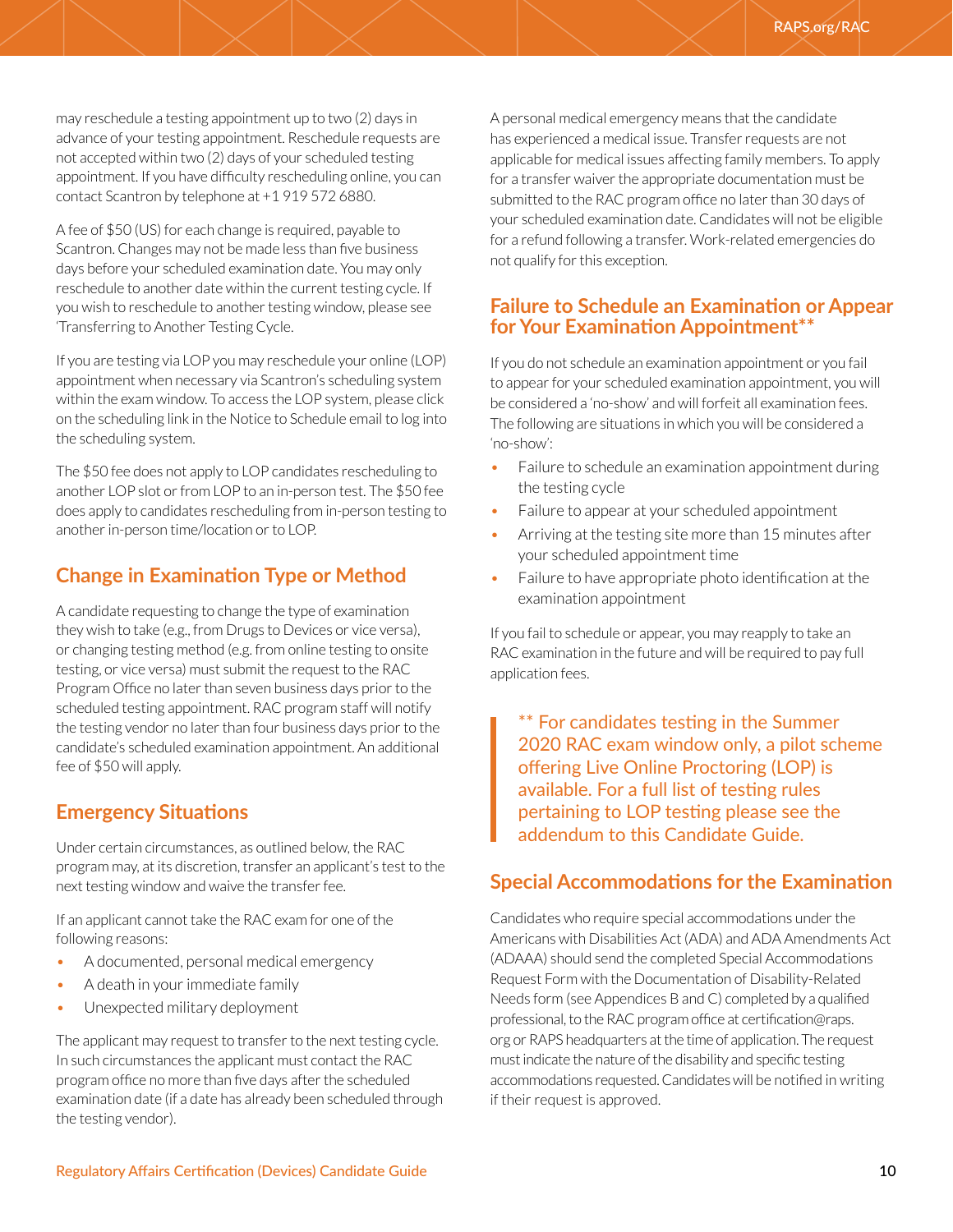may reschedule a testing appointment up to two (2) days in advance of your testing appointment. Reschedule requests are not accepted within two (2) days of your scheduled testing appointment. If you have difficulty rescheduling online, you can contact Scantron by telephone at +1 919 572 6880.

A fee of $50 (US) for each change is required, payable to Scantron. Changes may not be made less than five business days before your scheduled examination date. You may only reschedule to another date within the current testing cycle. If you wish to reschedule to another testing window, please see 'Transferring to Another Testing Cycle.

If you are testing via LOP you may reschedule your online (LOP) appointment when necessary via Scantron's scheduling system within the exam window. To access the LOP system, please click on the scheduling link in the Notice to Schedule email to log into the scheduling system.

The $50 fee does not apply to LOP candidates rescheduling to another LOP slot or from LOP to an in-person test. The $50 fee does apply to candidates rescheduling from in-person testing to another in-person time/location or to LOP.

## Change in Examination Type or Method

A candidate requesting to change the type of examination they wish to take (e.g., from Drugs to Devices or vice versa), or changing testing method (e.g. from online testing to onsite testing, or vice versa) must submit the request to the RAC Program Office no later than seven business days prior to the scheduled testing appointment. RAC program staff will notify the testing vendor no later than four business days prior to the candidate's scheduled examination appointment. An additional fee of $50 will apply.

## Emergency Situations

Under certain circumstances, as outlined below, the RAC program may, at its discretion, transfer an applicant's test to the next testing window and waive the transfer fee.

If an applicant cannot take the RAC exam for one of the following reasons:

- A documented, personal medical emergency
- A death in your immediate family
- Unexpected military deployment

The applicant may request to transfer to the next testing cycle. In such circumstances the applicant must contact the RAC program office no more than five days after the scheduled examination date (if a date has already been scheduled through the testing vendor).

A personal medical emergency means that the candidate has experienced a medical issue. Transfer requests are not applicable for medical issues affecting family members. To apply for a transfer waiver the appropriate documentation must be submitted to the RAC program office no later than 30 days of your scheduled examination date. Candidates will not be eligible for a refund following a transfer. Work-related emergencies do not qualify for this exception.

## Failure to Schedule an Examination or Appear for Your Examination Appointment**

If you do not schedule an examination appointment or you fail to appear for your scheduled examination appointment, you will be considered a 'no-show' and will forfeit all examination fees. The following are situations in which you will be considered a 'no-show':

- Failure to schedule an examination appointment during the testing cycle
- Failure to appear at your scheduled appointment
- Arriving at the testing site more than 15 minutes after your scheduled appointment time
- Failure to have appropriate photo identification at the examination appointment

If you fail to schedule or appear, you may reapply to take an RAC examination in the future and will be required to pay full application fees.

> ** For candidates testing in the Summer 2020 RAC exam window only, a pilot scheme offering Live Online Proctoring (LOP) is available. For a full list of testing rules pertaining to LOP testing please see the addendum to this Candidate Guide.

## Special Accommodations for the Examination

Candidates who require special accommodations under the Americans with Disabilities Act (ADA) and ADA Amendments Act (ADAAA) should send the completed Special Accommodations Request Form with the Documentation of Disability-Related Needs form (see Appendices B and C) completed by a qualified professional, to the RAC program office at certification@raps.org or RAPS headquarters at the time of application. The request must indicate the nature of the disability and specific testing accommodations requested. Candidates will be notified in writing if their request is approved.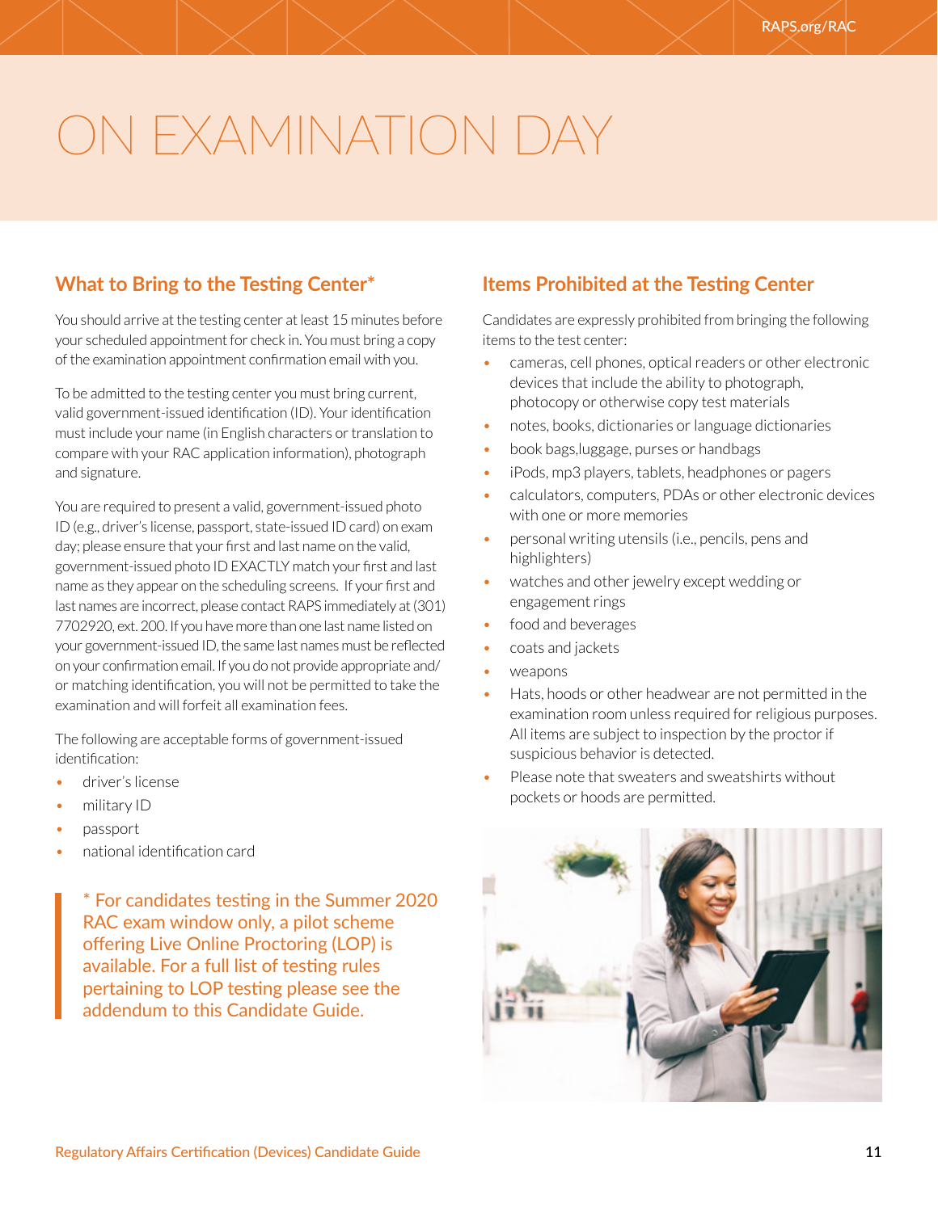# ON EXAMINATION DAY

## What to Bring to the Testing Center*

You should arrive at the testing center at least 15 minutes before your scheduled appointment for check in. You must bring a copy of the examination appointment confirmation email with you.

To be admitted to the testing center you must bring current, valid government-issued identification (ID). Your identification must include your name (in English characters or translation to compare with your RAC application information), photograph and signature.

You are required to present a valid, government-issued photo ID (e.g., driver's license, passport, state-issued ID card) on exam day; please ensure that your first and last name on the valid, government-issued photo ID EXACTLY match your first and last name as they appear on the scheduling screens. If your first and last names are incorrect, please contact RAPS immediately at (301) 7702920, ext. 200. If you have more than one last name listed on your government-issued ID, the same last names must be reflected on your confirmation email. If you do not provide appropriate and/or matching identification, you will not be permitted to take the examination and will forfeit all examination fees.

The following are acceptable forms of government-issued identification:

- driver's license
- military ID
- passport
- national identification card

> * For candidates testing in the Summer 2020 RAC exam window only, a pilot scheme offering Live Online Proctoring (LOP) is available. For a full list of testing rules pertaining to LOP testing please see the addendum to this Candidate Guide.

## Items Prohibited at the Testing Center

Candidates are expressly prohibited from bringing the following items to the test center:

- cameras, cell phones, optical readers or other electronic devices that include the ability to photograph, photocopy or otherwise copy test materials
- notes, books, dictionaries or language dictionaries
- book bags,luggage, purses or handbags
- iPods, mp3 players, tablets, headphones or pagers
- calculators, computers, PDAs or other electronic devices with one or more memories
- personal writing utensils (i.e., pencils, pens and highlighters)
- watches and other jewelry except wedding or engagement rings
- food and beverages
- coats and jackets
- weapons
- Hats, hoods or other headwear are not permitted in the examination room unless required for religious purposes. All items are subject to inspection by the proctor if suspicious behavior is detected.
- Please note that sweaters and sweatshirts without pockets or hoods are permitted.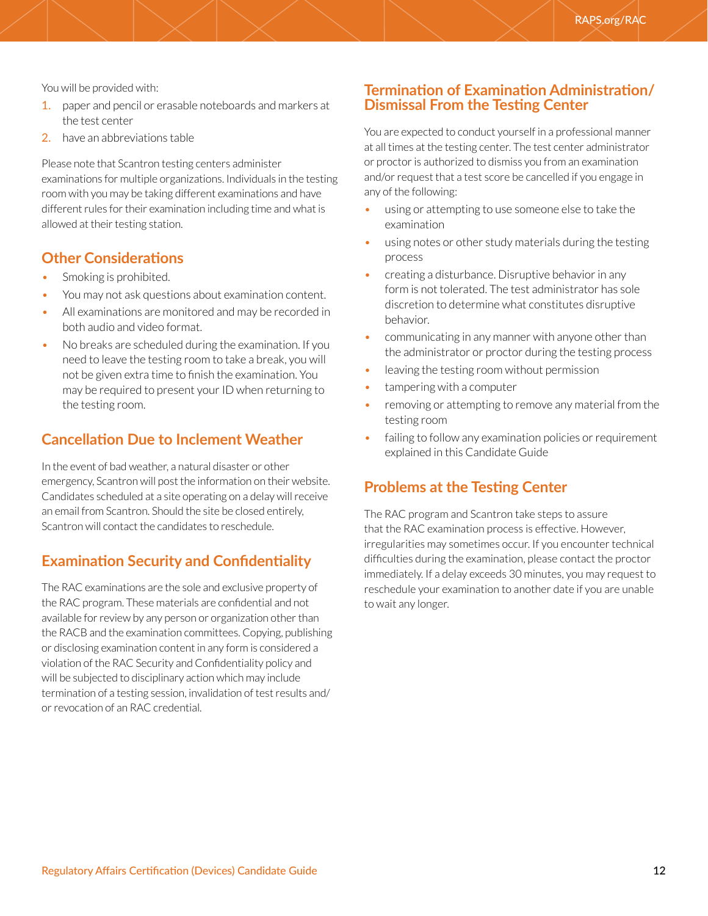You will be provided with:

1. paper and pencil or erasable noteboards and markers at the test center
2. have an abbreviations table

Please note that Scantron testing centers administer examinations for multiple organizations. Individuals in the testing room with you may be taking different examinations and have different rules for their examination including time and what is allowed at their testing station.

## Other Considerations

- Smoking is prohibited.
- You may not ask questions about examination content.
- All examinations are monitored and may be recorded in both audio and video format.
- No breaks are scheduled during the examination. If you need to leave the testing room to take a break, you will not be given extra time to finish the examination. You may be required to present your ID when returning to the testing room.

## Cancellation Due to Inclement Weather

In the event of bad weather, a natural disaster or other emergency, Scantron will post the information on their website. Candidates scheduled at a site operating on a delay will receive an email from Scantron. Should the site be closed entirely, Scantron will contact the candidates to reschedule.

## Examination Security and Confidentiality

The RAC examinations are the sole and exclusive property of the RAC program. These materials are confidential and not available for review by any person or organization other than the RACB and the examination committees. Copying, publishing or disclosing examination content in any form is considered a violation of the RAC Security and Confidentiality policy and will be subjected to disciplinary action which may include termination of a testing session, invalidation of test results and/or revocation of an RAC credential.

## Termination of Examination Administration/ Dismissal From the Testing Center

You are expected to conduct yourself in a professional manner at all times at the testing center. The test center administrator or proctor is authorized to dismiss you from an examination and/or request that a test score be cancelled if you engage in any of the following:

- using or attempting to use someone else to take the examination
- using notes or other study materials during the testing process
- creating a disturbance. Disruptive behavior in any form is not tolerated. The test administrator has sole discretion to determine what constitutes disruptive behavior.
- communicating in any manner with anyone other than the administrator or proctor during the testing process
- leaving the testing room without permission
- tampering with a computer
- removing or attempting to remove any material from the testing room
- failing to follow any examination policies or requirement explained in this Candidate Guide

## Problems at the Testing Center

The RAC program and Scantron take steps to assure that the RAC examination process is effective. However, irregularities may sometimes occur. If you encounter technical difficulties during the examination, please contact the proctor immediately. If a delay exceeds 30 minutes, you may request to reschedule your examination to another date if you are unable to wait any longer.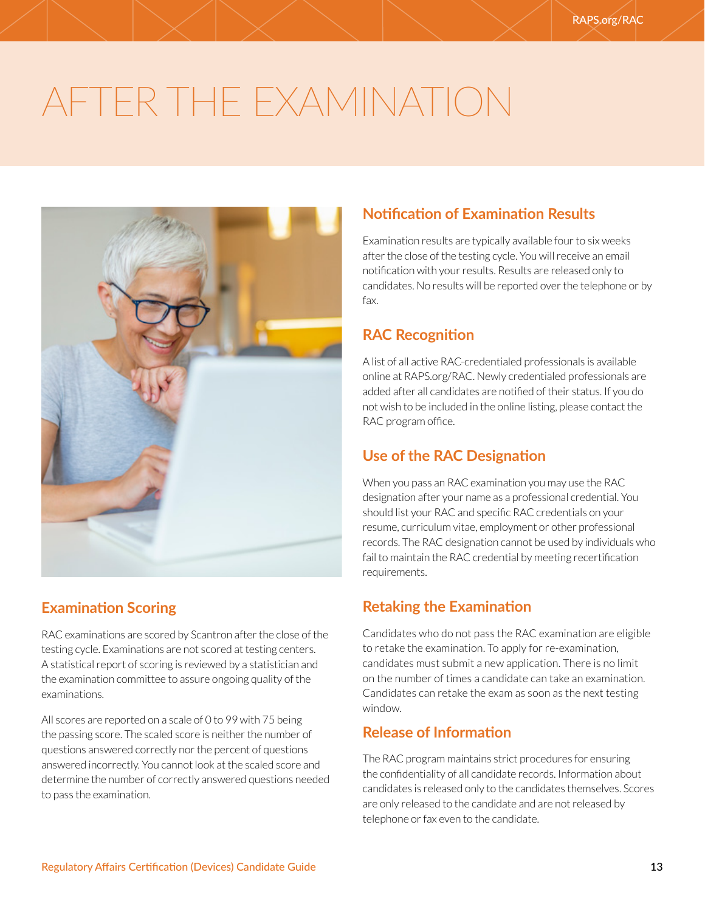# AFTER THE EXAMINATION

## Examination Scoring

RAC examinations are scored by Scantron after the close of the testing cycle. Examinations are not scored at testing centers. A statistical report of scoring is reviewed by a statistician and the examination committee to assure ongoing quality of the examinations.

All scores are reported on a scale of 0 to 99 with 75 being the passing score. The scaled score is neither the number of questions answered correctly nor the percent of questions answered incorrectly. You cannot look at the scaled score and determine the number of correctly answered questions needed to pass the examination.

## Notification of Examination Results

Examination results are typically available four to six weeks after the close of the testing cycle. You will receive an email notification with your results. Results are released only to candidates. No results will be reported over the telephone or by fax.

## RAC Recognition

A list of all active RAC-credentialed professionals is available online at RAPS.org/RAC. Newly credentialed professionals are added after all candidates are notified of their status. If you do not wish to be included in the online listing, please contact the RAC program office.

## Use of the RAC Designation

When you pass an RAC examination you may use the RAC designation after your name as a professional credential. You should list your RAC and specific RAC credentials on your resume, curriculum vitae, employment or other professional records. The RAC designation cannot be used by individuals who fail to maintain the RAC credential by meeting recertification requirements.

## Retaking the Examination

Candidates who do not pass the RAC examination are eligible to retake the examination. To apply for re-examination, candidates must submit a new application. There is no limit on the number of times a candidate can take an examination. Candidates can retake the exam as soon as the next testing window.

## Release of Information

The RAC program maintains strict procedures for ensuring the confidentiality of all candidate records. Information about candidates is released only to the candidates themselves. Scores are only released to the candidate and are not released by telephone or fax even to the candidate.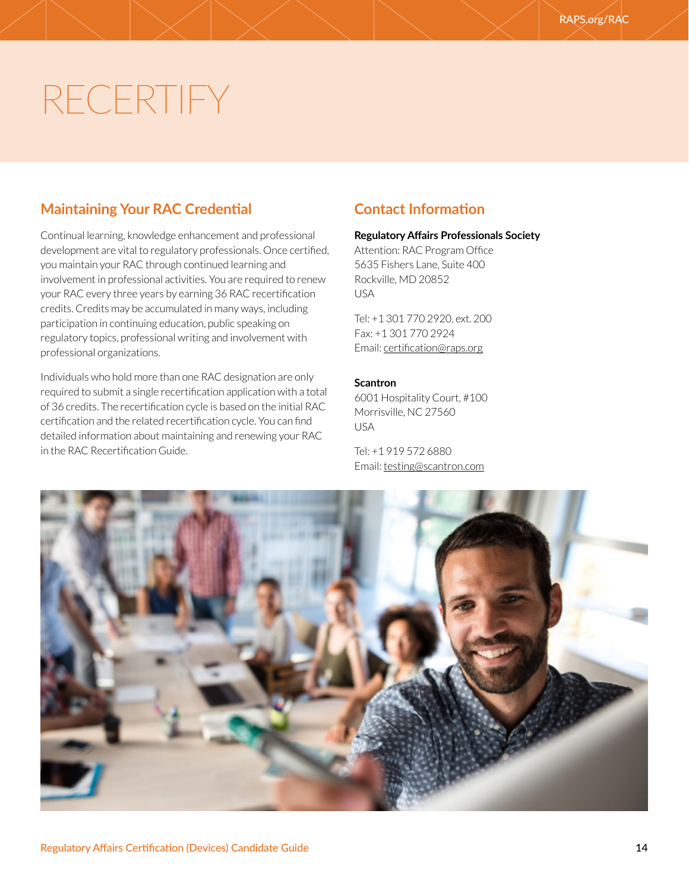# RECERTIFY

## Maintaining Your RAC Credential

Continual learning, knowledge enhancement and professional development are vital to regulatory professionals. Once certified, you maintain your RAC through continued learning and involvement in professional activities. You are required to renew your RAC every three years by earning 36 RAC recertification credits. Credits may be accumulated in many ways, including participation in continuing education, public speaking on regulatory topics, professional writing and involvement with professional organizations.

Individuals who hold more than one RAC designation are only required to submit a single recertification application with a total of 36 credits. The recertification cycle is based on the initial RAC certification and the related recertification cycle. You can find detailed information about maintaining and renewing your RAC in the RAC Recertification Guide.

## Contact Information

**Regulatory Affairs Professionals Society**
Attention: RAC Program Office
5635 Fishers Lane, Suite 400
Rockville, MD 20852
USA

Tel: +1 301 770 2920, ext. 200
Fax: +1 301 770 2924
Email: certification@raps.org

**Scantron**
6001 Hospitality Court, #100
Morrisville, NC 27560
USA

Tel: +1 919 572 6880
Email: testing@scantron.com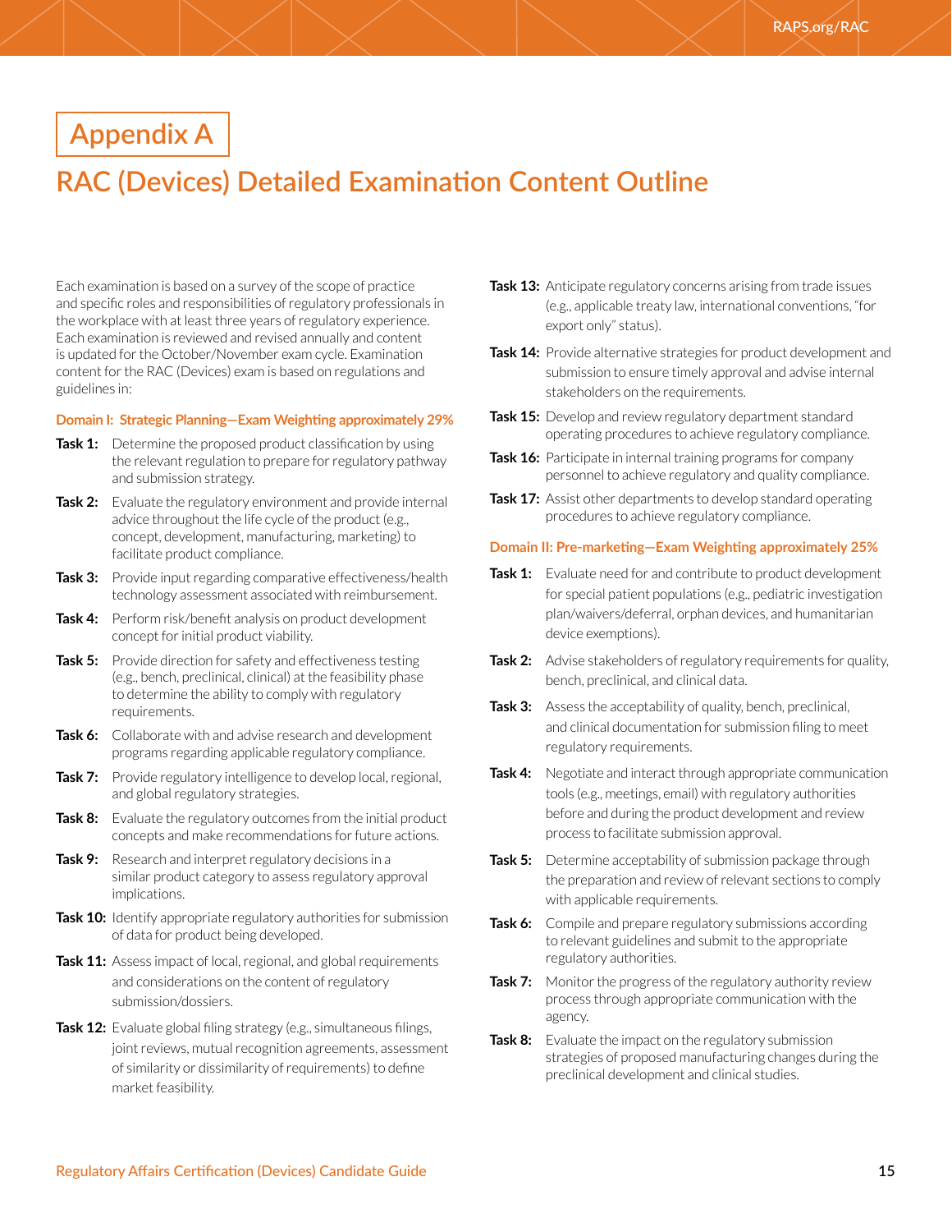# Appendix A

## RAC (Devices) Detailed Examination Content Outline

Each examination is based on a survey of the scope of practice and specific roles and responsibilities of regulatory professionals in the workplace with at least three years of regulatory experience. Each examination is reviewed and revised annually and content is updated for the October/November exam cycle. Examination content for the RAC (Devices) exam is based on regulations and guidelines in:

### Domain I: Strategic Planning—Exam Weighting approximately 29%

**Task 1:** Determine the proposed product classification by using the relevant regulation to prepare for regulatory pathway and submission strategy.

**Task 2:** Evaluate the regulatory environment and provide internal advice throughout the life cycle of the product (e.g., concept, development, manufacturing, marketing) to facilitate product compliance.

**Task 3:** Provide input regarding comparative effectiveness/health technology assessment associated with reimbursement.

**Task 4:** Perform risk/benefit analysis on product development concept for initial product viability.

**Task 5:** Provide direction for safety and effectiveness testing (e.g., bench, preclinical, clinical) at the feasibility phase to determine the ability to comply with regulatory requirements.

**Task 6:** Collaborate with and advise research and development programs regarding applicable regulatory compliance.

**Task 7:** Provide regulatory intelligence to develop local, regional, and global regulatory strategies.

**Task 8:** Evaluate the regulatory outcomes from the initial product concepts and make recommendations for future actions.

**Task 9:** Research and interpret regulatory decisions in a similar product category to assess regulatory approval implications.

**Task 10:** Identify appropriate regulatory authorities for submission of data for product being developed.

**Task 11:** Assess impact of local, regional, and global requirements and considerations on the content of regulatory submission/dossiers.

**Task 12:** Evaluate global filing strategy (e.g., simultaneous filings, joint reviews, mutual recognition agreements, assessment of similarity or dissimilarity of requirements) to define market feasibility.

**Task 13:** Anticipate regulatory concerns arising from trade issues (e.g., applicable treaty law, international conventions, "for export only" status).

**Task 14:** Provide alternative strategies for product development and submission to ensure timely approval and advise internal stakeholders on the requirements.

**Task 15:** Develop and review regulatory department standard operating procedures to achieve regulatory compliance.

**Task 16:** Participate in internal training programs for company personnel to achieve regulatory and quality compliance.

**Task 17:** Assist other departments to develop standard operating procedures to achieve regulatory compliance.

### Domain II: Pre-marketing—Exam Weighting approximately 25%

**Task 1:** Evaluate need for and contribute to product development for special patient populations (e.g., pediatric investigation plan/waivers/deferral, orphan devices, and humanitarian device exemptions).

**Task 2:** Advise stakeholders of regulatory requirements for quality, bench, preclinical, and clinical data.

**Task 3:** Assess the acceptability of quality, bench, preclinical, and clinical documentation for submission filing to meet regulatory requirements.

**Task 4:** Negotiate and interact through appropriate communication tools (e.g., meetings, email) with regulatory authorities before and during the product development and review process to facilitate submission approval.

**Task 5:** Determine acceptability of submission package through the preparation and review of relevant sections to comply with applicable requirements.

**Task 6:** Compile and prepare regulatory submissions according to relevant guidelines and submit to the appropriate regulatory authorities.

**Task 7:** Monitor the progress of the regulatory authority review process through appropriate communication with the agency.

**Task 8:** Evaluate the impact on the regulatory submission strategies of proposed manufacturing changes during the preclinical development and clinical studies.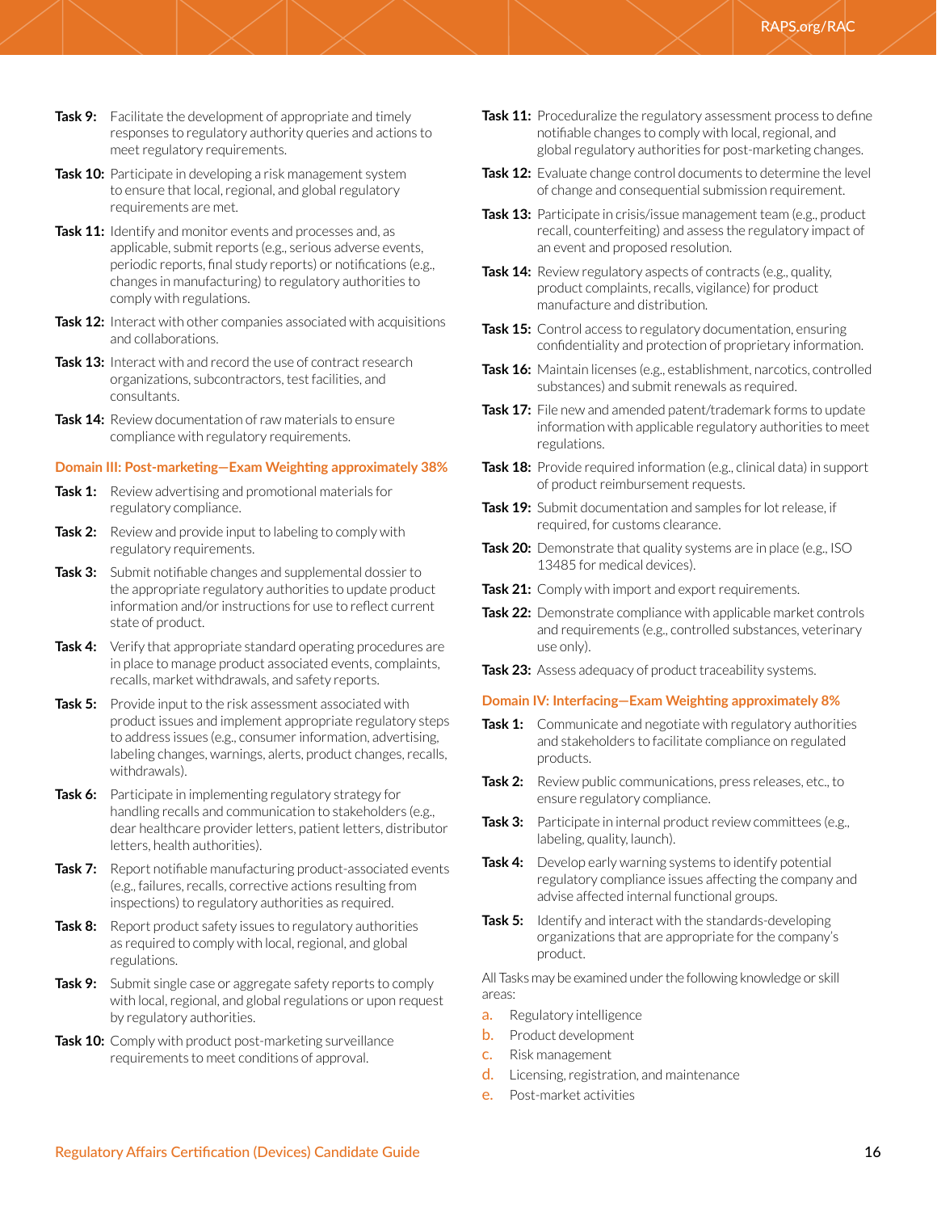**Task 9:** Facilitate the development of appropriate and timely responses to regulatory authority queries and actions to meet regulatory requirements.

**Task 10:** Participate in developing a risk management system to ensure that local, regional, and global regulatory requirements are met.

**Task 11:** Identify and monitor events and processes and, as applicable, submit reports (e.g., serious adverse events, periodic reports, final study reports) or notifications (e.g., changes in manufacturing) to regulatory authorities to comply with regulations.

**Task 12:** Interact with other companies associated with acquisitions and collaborations.

**Task 13:** Interact with and record the use of contract research organizations, subcontractors, test facilities, and consultants.

**Task 14:** Review documentation of raw materials to ensure compliance with regulatory requirements.

### Domain III: Post-marketing—Exam Weighting approximately 38%

**Task 1:** Review advertising and promotional materials for regulatory compliance.

**Task 2:** Review and provide input to labeling to comply with regulatory requirements.

**Task 3:** Submit notifiable changes and supplemental dossier to the appropriate regulatory authorities to update product information and/or instructions for use to reflect current state of product.

**Task 4:** Verify that appropriate standard operating procedures are in place to manage product associated events, complaints, recalls, market withdrawals, and safety reports.

**Task 5:** Provide input to the risk assessment associated with product issues and implement appropriate regulatory steps to address issues (e.g., consumer information, advertising, labeling changes, warnings, alerts, product changes, recalls, withdrawals).

**Task 6:** Participate in implementing regulatory strategy for handling recalls and communication to stakeholders (e.g., dear healthcare provider letters, patient letters, distributor letters, health authorities).

**Task 7:** Report notifiable manufacturing product-associated events (e.g., failures, recalls, corrective actions resulting from inspections) to regulatory authorities as required.

**Task 8:** Report product safety issues to regulatory authorities as required to comply with local, regional, and global regulations.

**Task 9:** Submit single case or aggregate safety reports to comply with local, regional, and global regulations or upon request by regulatory authorities.

**Task 10:** Comply with product post-marketing surveillance requirements to meet conditions of approval.

**Task 11:** Proceduralize the regulatory assessment process to define notifiable changes to comply with local, regional, and global regulatory authorities for post-marketing changes.

**Task 12:** Evaluate change control documents to determine the level of change and consequential submission requirement.

**Task 13:** Participate in crisis/issue management team (e.g., product recall, counterfeiting) and assess the regulatory impact of an event and proposed resolution.

**Task 14:** Review regulatory aspects of contracts (e.g., quality, product complaints, recalls, vigilance) for product manufacture and distribution.

**Task 15:** Control access to regulatory documentation, ensuring confidentiality and protection of proprietary information.

**Task 16:** Maintain licenses (e.g., establishment, narcotics, controlled substances) and submit renewals as required.

**Task 17:** File new and amended patent/trademark forms to update information with applicable regulatory authorities to meet regulations.

**Task 18:** Provide required information (e.g., clinical data) in support of product reimbursement requests.

**Task 19:** Submit documentation and samples for lot release, if required, for customs clearance.

**Task 20:** Demonstrate that quality systems are in place (e.g., ISO 13485 for medical devices).

**Task 21:** Comply with import and export requirements.

**Task 22:** Demonstrate compliance with applicable market controls and requirements (e.g., controlled substances, veterinary use only).

**Task 23:** Assess adequacy of product traceability systems.

### Domain IV: Interfacing—Exam Weighting approximately 8%

**Task 1:** Communicate and negotiate with regulatory authorities and stakeholders to facilitate compliance on regulated products.

**Task 2:** Review public communications, press releases, etc., to ensure regulatory compliance.

**Task 3:** Participate in internal product review committees (e.g., labeling, quality, launch).

**Task 4:** Develop early warning systems to identify potential regulatory compliance issues affecting the company and advise affected internal functional groups.

**Task 5:** Identify and interact with the standards-developing organizations that are appropriate for the company's product.

All Tasks may be examined under the following knowledge or skill areas:

a. Regulatory intelligence
b. Product development
c. Risk management
d. Licensing, registration, and maintenance
e. Post-market activities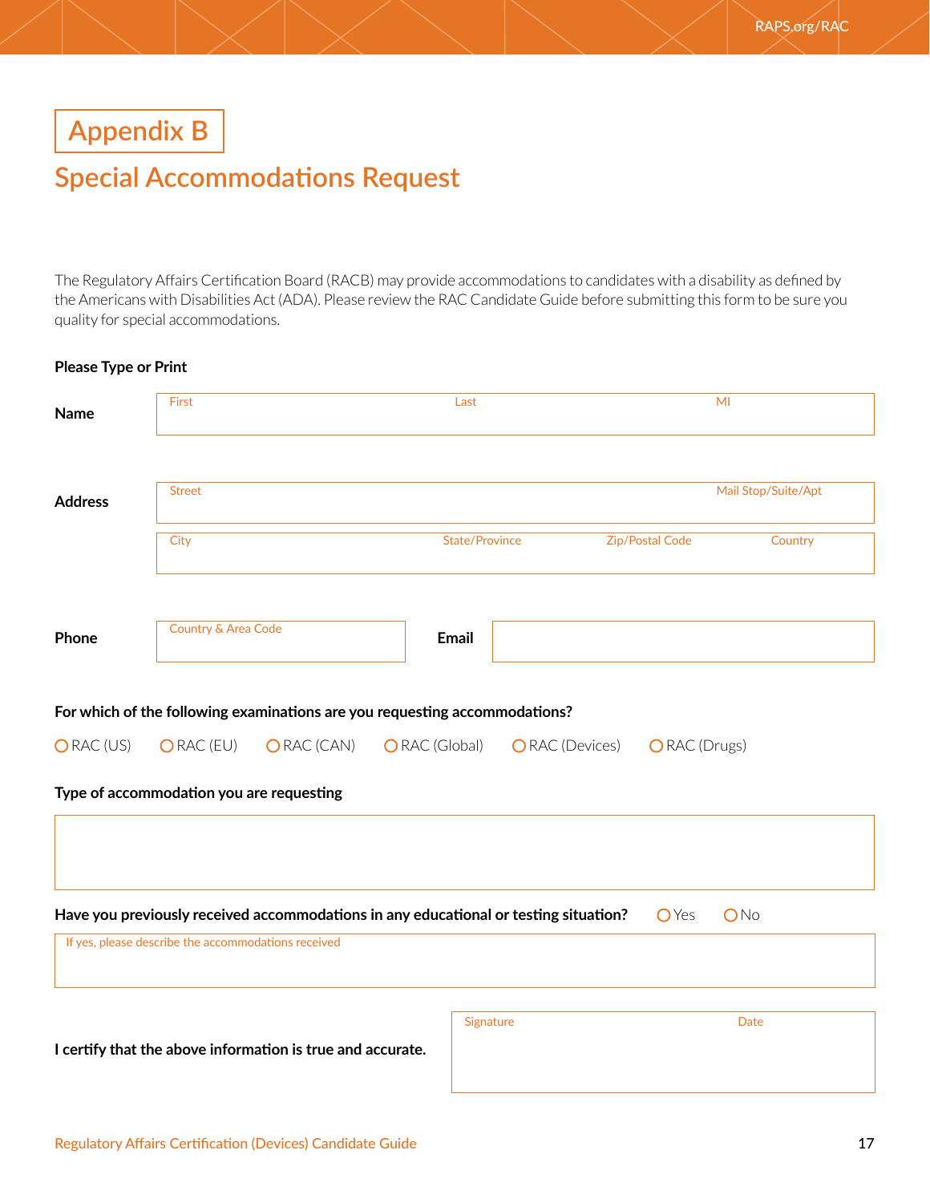# Appendix B

## Special Accommodations Request

The Regulatory Affairs Certification Board (RACB) may provide accommodations to candidates with a disability as defined by the Americans with Disabilities Act (ADA). Please review the RAC Candidate Guide before submitting this form to be sure you quality for special accommodations.

**Please Type or Print**

| | | | | |
|---|---|---|---|---|
| **Name** | First | Last | MI | |
| **Address** | Street | | Mail Stop/Suite/Apt | |
| | City | State/Province | Zip/Postal Code | Country |
| **Phone** | Country & Area Code | **Email** | | |

**For which of the following examinations are you requesting accommodations?**

○ RAC (US) ○ RAC (EU) ○ RAC (CAN) ○ RAC (Global) ○ RAC (Devices) ○ RAC (Drugs)

**Type of accommodation you are requesting**

**Have you previously received accommodations in any educational or testing situation?** ○ Yes ○ No

If yes, please describe the accommodations received

**I certify that the above information is true and accurate.**

| Signature | Date |
|---|---|
| | |

Regulatory Affairs Certification (Devices) Candidate Guide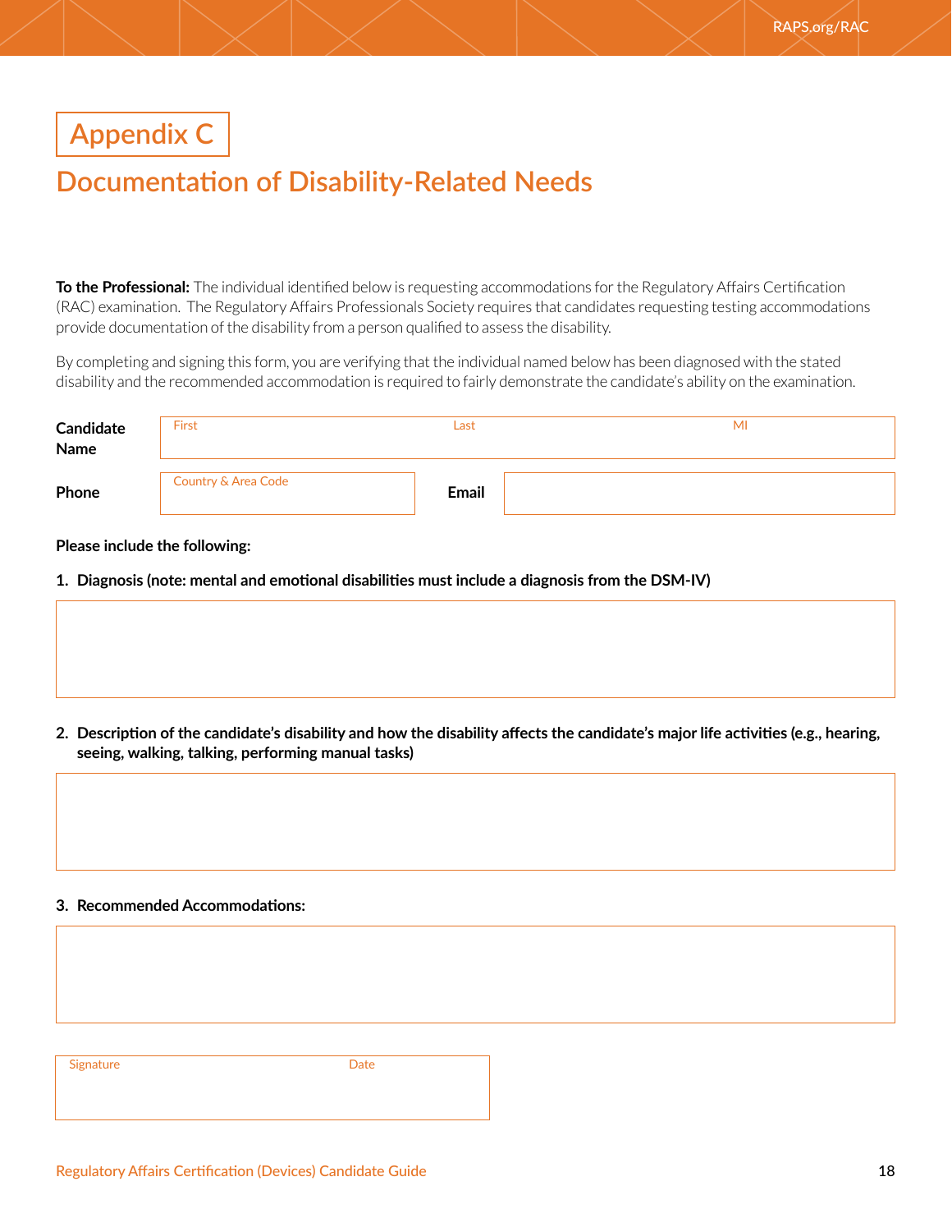# Appendix C

## Documentation of Disability-Related Needs

**To the Professional:** The individual identified below is requesting accommodations for the Regulatory Affairs Certification (RAC) examination. The Regulatory Affairs Professionals Society requires that candidates requesting testing accommodations provide documentation of the disability from a person qualified to assess the disability.

By completing and signing this form, you are verifying that the individual named below has been diagnosed with the stated disability and the recommended accommodation is required to fairly demonstrate the candidate's ability on the examination.

**Candidate Name** First ______ Last ______ MI ______

**Phone** Country & Area Code ______ **Email** ______

**Please include the following:**

1. **Diagnosis (note: mental and emotional disabilities must include a diagnosis from the DSM-IV)**

2. **Description of the candidate's disability and how the disability affects the candidate's major life activities (e.g., hearing, seeing, walking, talking, performing manual tasks)**

3. **Recommended Accommodations:**

Signature ______ Date ______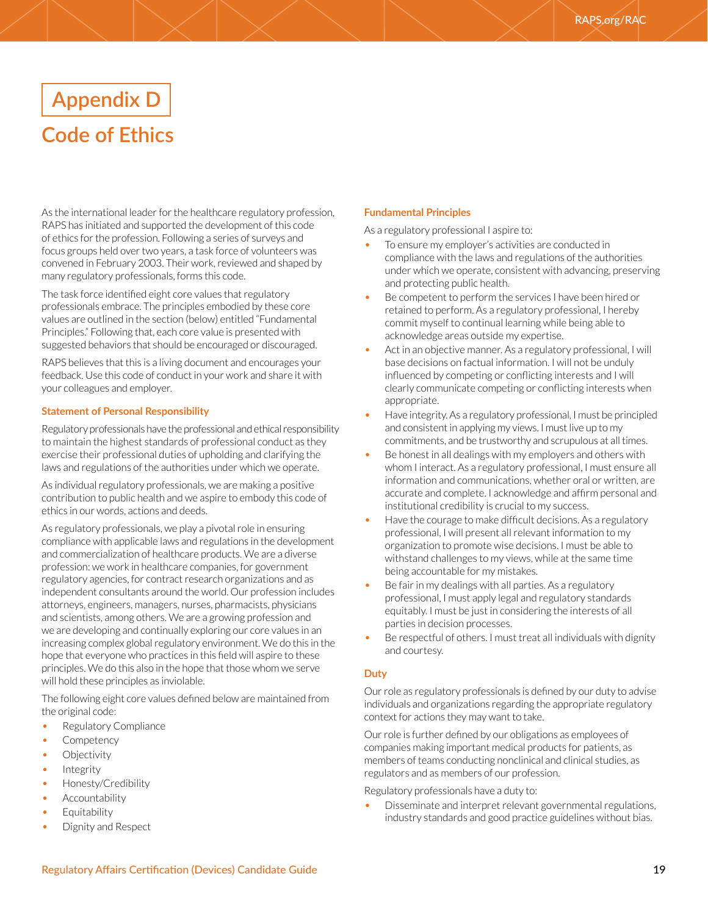# Appendix D

# Code of Ethics

As the international leader for the healthcare regulatory profession, RAPS has initiated and supported the development of this code of ethics for the profession. Following a series of surveys and focus groups held over two years, a task force of volunteers was convened in February 2003. Their work, reviewed and shaped by many regulatory professionals, forms this code.

The task force identified eight core values that regulatory professionals embrace. The principles embodied by these core values are outlined in the section (below) entitled "Fundamental Principles." Following that, each core value is presented with suggested behaviors that should be encouraged or discouraged.

RAPS believes that this is a living document and encourages your feedback. Use this code of conduct in your work and share it with your colleagues and employer.

### Statement of Personal Responsibility

Regulatory professionals have the professional and ethical responsibility to maintain the highest standards of professional conduct as they exercise their professional duties of upholding and clarifying the laws and regulations of the authorities under which we operate.

As individual regulatory professionals, we are making a positive contribution to public health and we aspire to embody this code of ethics in our words, actions and deeds.

As regulatory professionals, we play a pivotal role in ensuring compliance with applicable laws and regulations in the development and commercialization of healthcare products. We are a diverse profession: we work in healthcare companies, for government regulatory agencies, for contract research organizations and as independent consultants around the world. Our profession includes attorneys, engineers, managers, nurses, pharmacists, physicians and scientists, among others. We are a growing profession and we are developing and continually exploring our core values in an increasing complex global regulatory environment. We do this in the hope that everyone who practices in this field will aspire to these principles. We do this also in the hope that those whom we serve will hold these principles as inviolable.

The following eight core values defined below are maintained from the original code:

- Regulatory Compliance
- Competency
- Objectivity
- Integrity
- Honesty/Credibility
- Accountability
- Equitability
- Dignity and Respect

### Fundamental Principles

As a regulatory professional I aspire to:

- To ensure my employer's activities are conducted in compliance with the laws and regulations of the authorities under which we operate, consistent with advancing, preserving and protecting public health.
- Be competent to perform the services I have been hired or retained to perform. As a regulatory professional, I hereby commit myself to continual learning while being able to acknowledge areas outside my expertise.
- Act in an objective manner. As a regulatory professional, I will base decisions on factual information. I will not be unduly influenced by competing or conflicting interests and I will clearly communicate competing or conflicting interests when appropriate.
- Have integrity. As a regulatory professional, I must be principled and consistent in applying my views. I must live up to my commitments, and be trustworthy and scrupulous at all times.
- Be honest in all dealings with my employers and others with whom I interact. As a regulatory professional, I must ensure all information and communications, whether oral or written, are accurate and complete. I acknowledge and affirm personal and institutional credibility is crucial to my success.
- Have the courage to make difficult decisions. As a regulatory professional, I will present all relevant information to my organization to promote wise decisions. I must be able to withstand challenges to my views, while at the same time being accountable for my mistakes.
- Be fair in my dealings with all parties. As a regulatory professional, I must apply legal and regulatory standards equitably. I must be just in considering the interests of all parties in decision processes.
- Be respectful of others. I must treat all individuals with dignity and courtesy.

### Duty

Our role as regulatory professionals is defined by our duty to advise individuals and organizations regarding the appropriate regulatory context for actions they may want to take.

Our role is further defined by our obligations as employees of companies making important medical products for patients, as members of teams conducting nonclinical and clinical studies, as regulators and as members of our profession.

Regulatory professionals have a duty to:

- Disseminate and interpret relevant governmental regulations, industry standards and good practice guidelines without bias.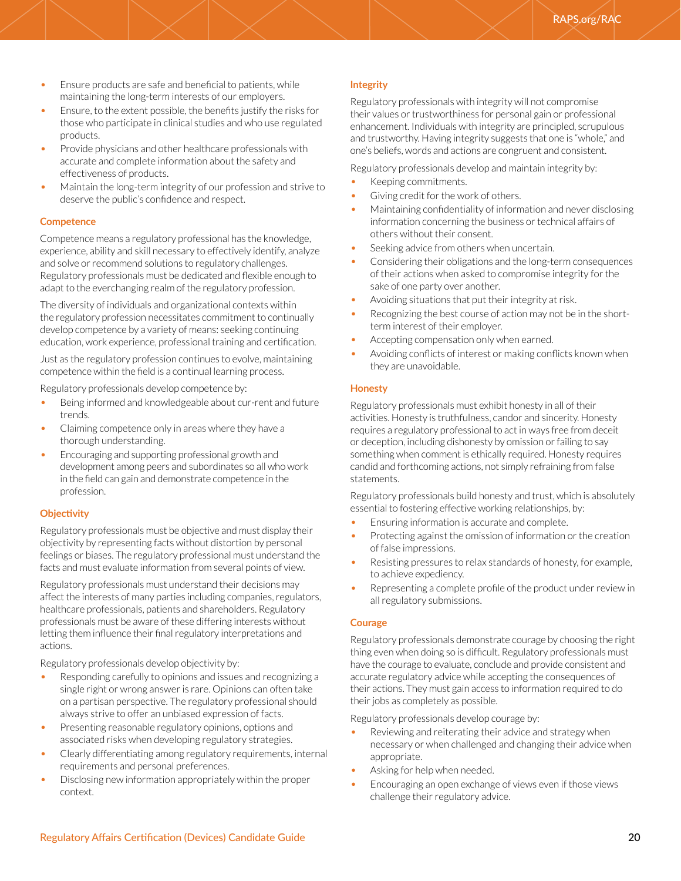- Ensure products are safe and beneficial to patients, while maintaining the long-term interests of our employers.
- Ensure, to the extent possible, the benefits justify the risks for those who participate in clinical studies and who use regulated products.
- Provide physicians and other healthcare professionals with accurate and complete information about the safety and effectiveness of products.
- Maintain the long-term integrity of our profession and strive to deserve the public's confidence and respect.

### Competence

Competence means a regulatory professional has the knowledge, experience, ability and skill necessary to effectively identify, analyze and solve or recommend solutions to regulatory challenges. Regulatory professionals must be dedicated and flexible enough to adapt to the everchanging realm of the regulatory profession.

The diversity of individuals and organizational contexts within the regulatory profession necessitates commitment to continually develop competence by a variety of means: seeking continuing education, work experience, professional training and certification.

Just as the regulatory profession continues to evolve, maintaining competence within the field is a continual learning process.

Regulatory professionals develop competence by:

- Being informed and knowledgeable about cur-rent and future trends.
- Claiming competence only in areas where they have a thorough understanding.
- Encouraging and supporting professional growth and development among peers and subordinates so all who work in the field can gain and demonstrate competence in the profession.

### Objectivity

Regulatory professionals must be objective and must display their objectivity by representing facts without distortion by personal feelings or biases. The regulatory professional must understand the facts and must evaluate information from several points of view.

Regulatory professionals must understand their decisions may affect the interests of many parties including companies, regulators, healthcare professionals, patients and shareholders. Regulatory professionals must be aware of these differing interests without letting them influence their final regulatory interpretations and actions.

Regulatory professionals develop objectivity by:

- Responding carefully to opinions and issues and recognizing a single right or wrong answer is rare. Opinions can often take on a partisan perspective. The regulatory professional should always strive to offer an unbiased expression of facts.
- Presenting reasonable regulatory opinions, options and associated risks when developing regulatory strategies.
- Clearly differentiating among regulatory requirements, internal requirements and personal preferences.
- Disclosing new information appropriately within the proper context.

### Integrity

Regulatory professionals with integrity will not compromise their values or trustworthiness for personal gain or professional enhancement. Individuals with integrity are principled, scrupulous and trustworthy. Having integrity suggests that one is "whole," and one's beliefs, words and actions are congruent and consistent.

Regulatory professionals develop and maintain integrity by:

- Keeping commitments.
- Giving credit for the work of others.
- Maintaining confidentiality of information and never disclosing information concerning the business or technical affairs of others without their consent.
- Seeking advice from others when uncertain.
- Considering their obligations and the long-term consequences of their actions when asked to compromise integrity for the sake of one party over another.
- Avoiding situations that put their integrity at risk.
- Recognizing the best course of action may not be in the short-term interest of their employer.
- Accepting compensation only when earned.
- Avoiding conflicts of interest or making conflicts known when they are unavoidable.

### Honesty

Regulatory professionals must exhibit honesty in all of their activities. Honesty is truthfulness, candor and sincerity. Honesty requires a regulatory professional to act in ways free from deceit or deception, including dishonesty by omission or failing to say something when comment is ethically required. Honesty requires candid and forthcoming actions, not simply refraining from false statements.

Regulatory professionals build honesty and trust, which is absolutely essential to fostering effective working relationships, by:

- Ensuring information is accurate and complete.
- Protecting against the omission of information or the creation of false impressions.
- Resisting pressures to relax standards of honesty, for example, to achieve expediency.
- Representing a complete profile of the product under review in all regulatory submissions.

### Courage

Regulatory professionals demonstrate courage by choosing the right thing even when doing so is difficult. Regulatory professionals must have the courage to evaluate, conclude and provide consistent and accurate regulatory advice while accepting the consequences of their actions. They must gain access to information required to do their jobs as completely as possible.

Regulatory professionals develop courage by:

- Reviewing and reiterating their advice and strategy when necessary or when challenged and changing their advice when appropriate.
- Asking for help when needed.
- Encouraging an open exchange of views even if those views challenge their regulatory advice.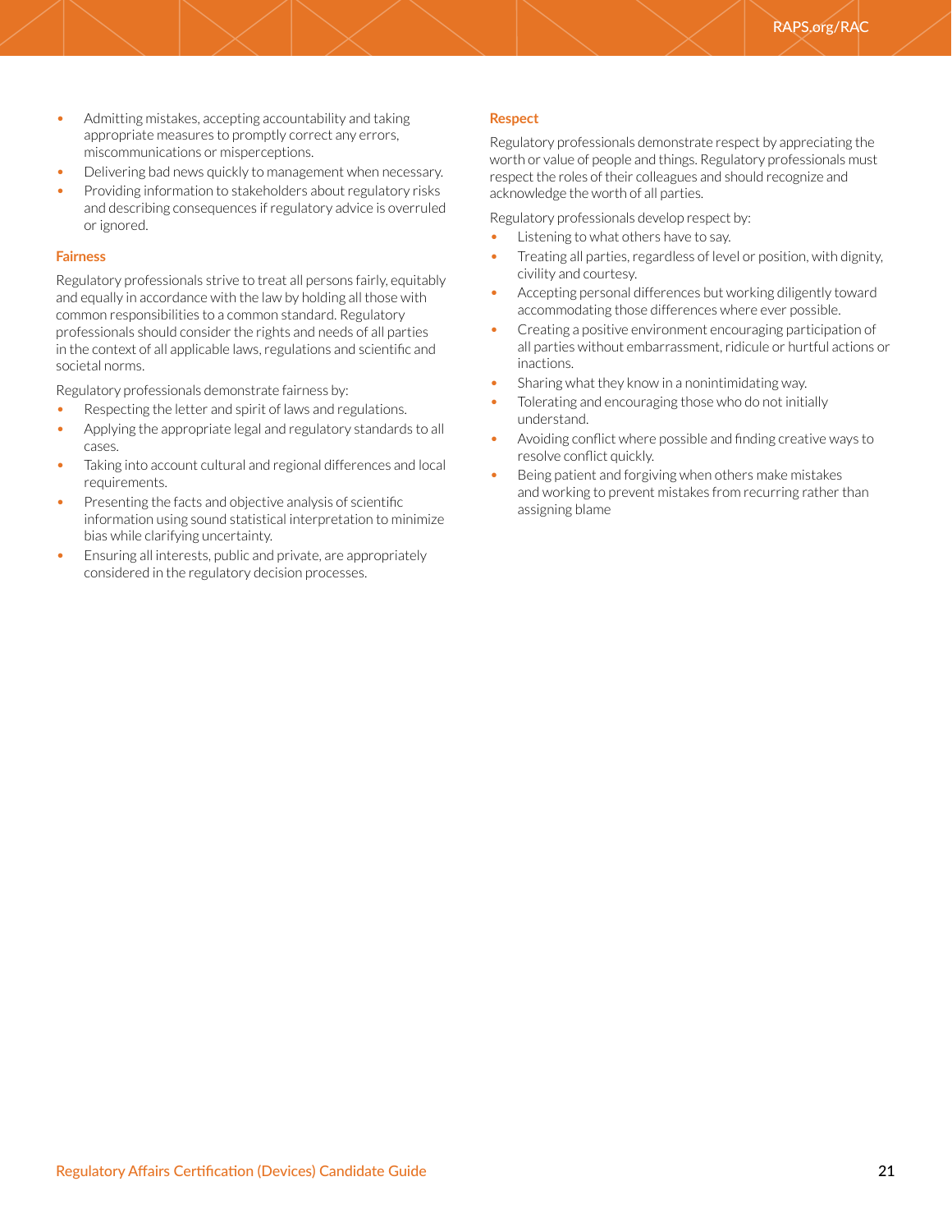- Admitting mistakes, accepting accountability and taking appropriate measures to promptly correct any errors, miscommunications or misperceptions.
- Delivering bad news quickly to management when necessary.
- Providing information to stakeholders about regulatory risks and describing consequences if regulatory advice is overruled or ignored.

### Fairness

Regulatory professionals strive to treat all persons fairly, equitably and equally in accordance with the law by holding all those with common responsibilities to a common standard. Regulatory professionals should consider the rights and needs of all parties in the context of all applicable laws, regulations and scientific and societal norms.

Regulatory professionals demonstrate fairness by:

- Respecting the letter and spirit of laws and regulations.
- Applying the appropriate legal and regulatory standards to all cases.
- Taking into account cultural and regional differences and local requirements.
- Presenting the facts and objective analysis of scientific information using sound statistical interpretation to minimize bias while clarifying uncertainty.
- Ensuring all interests, public and private, are appropriately considered in the regulatory decision processes.

### Respect

Regulatory professionals demonstrate respect by appreciating the worth or value of people and things. Regulatory professionals must respect the roles of their colleagues and should recognize and acknowledge the worth of all parties.

Regulatory professionals develop respect by:

- Listening to what others have to say.
- Treating all parties, regardless of level or position, with dignity, civility and courtesy.
- Accepting personal differences but working diligently toward accommodating those differences where ever possible.
- Creating a positive environment encouraging participation of all parties without embarrassment, ridicule or hurtful actions or inactions.
- Sharing what they know in a nonintimidating way.
- Tolerating and encouraging those who do not initially understand.
- Avoiding conflict where possible and finding creative ways to resolve conflict quickly.
- Being patient and forgiving when others make mistakes and working to prevent mistakes from recurring rather than assigning blame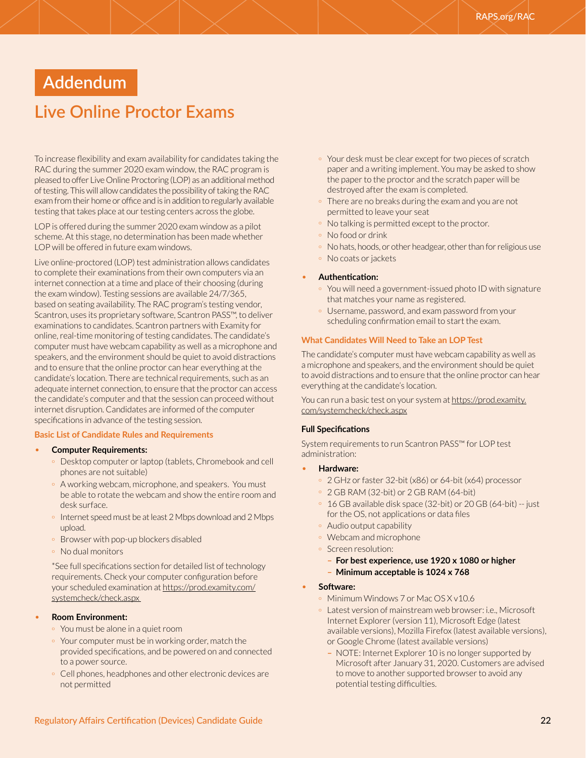# Addendum

## Live Online Proctor Exams

To increase flexibility and exam availability for candidates taking the RAC during the summer 2020 exam window, the RAC program is pleased to offer Live Online Proctoring (LOP) as an additional method of testing. This will allow candidates the possibility of taking the RAC exam from their home or office and is in addition to regularly available testing that takes place at our testing centers across the globe.

LOP is offered during the summer 2020 exam window as a pilot scheme. At this stage, no determination has been made whether LOP will be offered in future exam windows.

Live online-proctored (LOP) test administration allows candidates to complete their examinations from their own computers via an internet connection at a time and place of their choosing (during the exam window). Testing sessions are available 24/7/365, based on seating availability. The RAC program's testing vendor, Scantron, uses its proprietary software, Scantron PASS™, to deliver examinations to candidates. Scantron partners with Examity for online, real-time monitoring of testing candidates. The candidate's computer must have webcam capability as well as a microphone and speakers, and the environment should be quiet to avoid distractions and to ensure that the online proctor can hear everything at the candidate's location. There are technical requirements, such as an adequate internet connection, to ensure that the proctor can access the candidate's computer and that the session can proceed without internet disruption. Candidates are informed of the computer specifications in advance of the testing session.

#### Basic List of Candidate Rules and Requirements

- **Computer Requirements:**
  - Desktop computer or laptop (tablets, Chromebook and cell phones are not suitable)
  - A working webcam, microphone, and speakers. You must be able to rotate the webcam and show the entire room and desk surface.
  - Internet speed must be at least 2 Mbps download and 2 Mbps upload.
  - Browser with pop-up blockers disabled
  - No dual monitors

  *See full specifications section for detailed list of technology requirements. Check your computer configuration before your scheduled examination at https://prod.examity.com/systemcheck/check.aspx

- **Room Environment:**
  - You must be alone in a quiet room
  - Your computer must be in working order, match the provided specifications, and be powered on and connected to a power source.
  - Cell phones, headphones and other electronic devices are not permitted
  - Your desk must be clear except for two pieces of scratch paper and a writing implement. You may be asked to show the paper to the proctor and the scratch paper will be destroyed after the exam is completed.
  - There are no breaks during the exam and you are not permitted to leave your seat
  - No talking is permitted except to the proctor.
  - No food or drink
  - No hats, hoods, or other headgear, other than for religious use
  - No coats or jackets

- **Authentication:**
  - You will need a government-issued photo ID with signature that matches your name as registered.
  - Username, password, and exam password from your scheduling confirmation email to start the exam.

#### What Candidates Will Need to Take an LOP Test

The candidate's computer must have webcam capability as well as a microphone and speakers, and the environment should be quiet to avoid distractions and to ensure that the online proctor can hear everything at the candidate's location.

You can run a basic test on your system at https://prod.examity.com/systemcheck/check.aspx

#### Full Specifications

System requirements to run Scantron PASS™ for LOP test administration:

- **Hardware:**
  - 2 GHz or faster 32-bit (x86) or 64-bit (x64) processor
  - 2 GB RAM (32-bit) or 2 GB RAM (64-bit)
  - 16 GB available disk space (32-bit) or 20 GB (64-bit) -- just for the OS, not applications or data files
  - Audio output capability
  - Webcam and microphone
  - Screen resolution:
    - **For best experience, use 1920 x 1080 or higher**
    - **Minimum acceptable is 1024 x 768**

- **Software:**
  - Minimum Windows 7 or Mac OS X v10.6
  - Latest version of mainstream web browser: i.e., Microsoft Internet Explorer (version 11), Microsoft Edge (latest available versions), Mozilla Firefox (latest available versions), or Google Chrome (latest available versions)
    - NOTE: Internet Explorer 10 is no longer supported by Microsoft after January 31, 2020. Customers are advised to move to another supported browser to avoid any potential testing difficulties.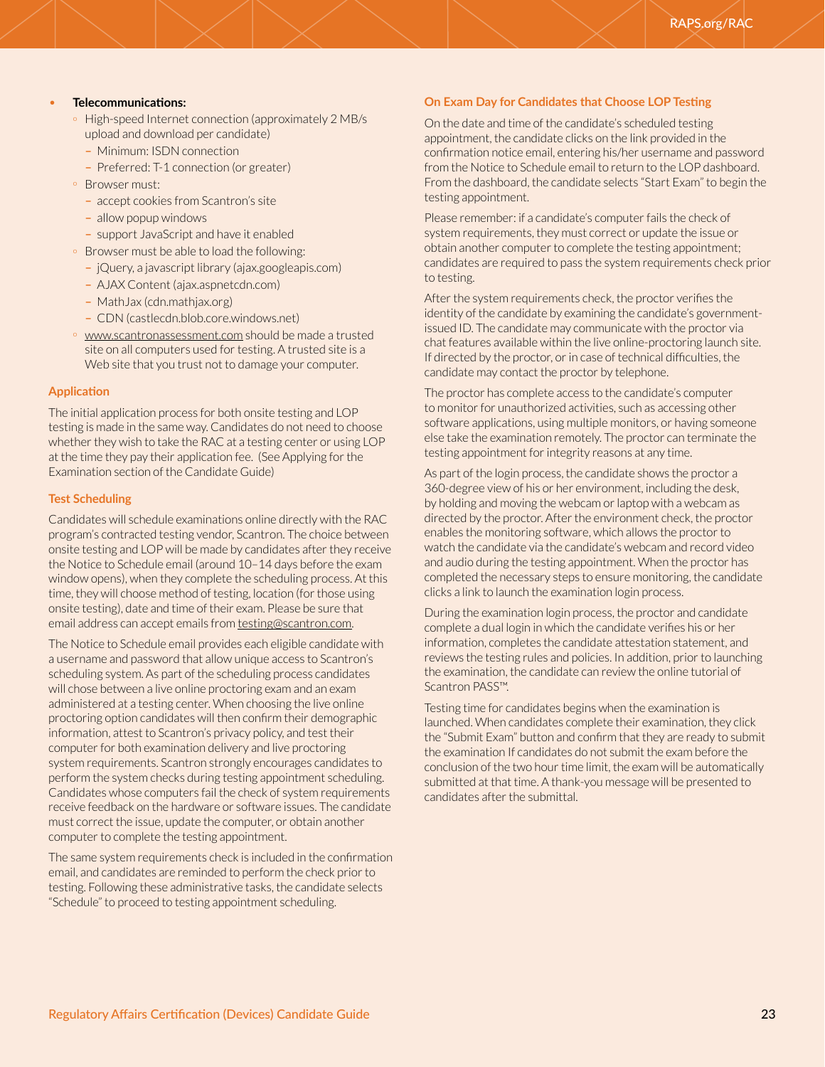- **Telecommunications:**
  - High-speed Internet connection (approximately 2 MB/s upload and download per candidate)
    - Minimum: ISDN connection
    - Preferred: T-1 connection (or greater)
  - Browser must:
    - accept cookies from Scantron's site
    - allow popup windows
    - support JavaScript and have it enabled
  - Browser must be able to load the following:
    - jQuery, a javascript library (ajax.googleapis.com)
    - AJAX Content (ajax.aspnetcdn.com)
    - MathJax (cdn.mathjax.org)
    - CDN (castlecdn.blob.core.windows.net)
  - www.scantronassessment.com should be made a trusted site on all computers used for testing. A trusted site is a Web site that you trust not to damage your computer.

### Application

The initial application process for both onsite testing and LOP testing is made in the same way. Candidates do not need to choose whether they wish to take the RAC at a testing center or using LOP at the time they pay their application fee. (See Applying for the Examination section of the Candidate Guide)

### Test Scheduling

Candidates will schedule examinations online directly with the RAC program's contracted testing vendor, Scantron. The choice between onsite testing and LOP will be made by candidates after they receive the Notice to Schedule email (around 10–14 days before the exam window opens), when they complete the scheduling process. At this time, they will choose method of testing, location (for those using onsite testing), date and time of their exam. Please be sure that email address can accept emails from testing@scantron.com.

The Notice to Schedule email provides each eligible candidate with a username and password that allow unique access to Scantron's scheduling system. As part of the scheduling process candidates will chose between a live online proctoring exam and an exam administered at a testing center. When choosing the live online proctoring option candidates will then confirm their demographic information, attest to Scantron's privacy policy, and test their computer for both examination delivery and live proctoring system requirements. Scantron strongly encourages candidates to perform the system checks during testing appointment scheduling. Candidates whose computers fail the check of system requirements receive feedback on the hardware or software issues. The candidate must correct the issue, update the computer, or obtain another computer to complete the testing appointment.

The same system requirements check is included in the confirmation email, and candidates are reminded to perform the check prior to testing. Following these administrative tasks, the candidate selects "Schedule" to proceed to testing appointment scheduling.

### On Exam Day for Candidates that Choose LOP Testing

On the date and time of the candidate's scheduled testing appointment, the candidate clicks on the link provided in the confirmation notice email, entering his/her username and password from the Notice to Schedule email to return to the LOP dashboard. From the dashboard, the candidate selects "Start Exam" to begin the testing appointment.

Please remember: if a candidate's computer fails the check of system requirements, they must correct or update the issue or obtain another computer to complete the testing appointment; candidates are required to pass the system requirements check prior to testing.

After the system requirements check, the proctor verifies the identity of the candidate by examining the candidate's government-issued ID. The candidate may communicate with the proctor via chat features available within the live online-proctoring launch site. If directed by the proctor, or in case of technical difficulties, the candidate may contact the proctor by telephone.

The proctor has complete access to the candidate's computer to monitor for unauthorized activities, such as accessing other software applications, using multiple monitors, or having someone else take the examination remotely. The proctor can terminate the testing appointment for integrity reasons at any time.

As part of the login process, the candidate shows the proctor a 360-degree view of his or her environment, including the desk, by holding and moving the webcam or laptop with a webcam as directed by the proctor. After the environment check, the proctor enables the monitoring software, which allows the proctor to watch the candidate via the candidate's webcam and record video and audio during the testing appointment. When the proctor has completed the necessary steps to ensure monitoring, the candidate clicks a link to launch the examination login process.

During the examination login process, the proctor and candidate complete a dual login in which the candidate verifies his or her information, completes the candidate attestation statement, and reviews the testing rules and policies. In addition, prior to launching the examination, the candidate can review the online tutorial of Scantron PASS™.

Testing time for candidates begins when the examination is launched. When candidates complete their examination, they click the "Submit Exam" button and confirm that they are ready to submit the examination If candidates do not submit the exam before the conclusion of the two hour time limit, the exam will be automatically submitted at that time. A thank-you message will be presented to candidates after the submittal.